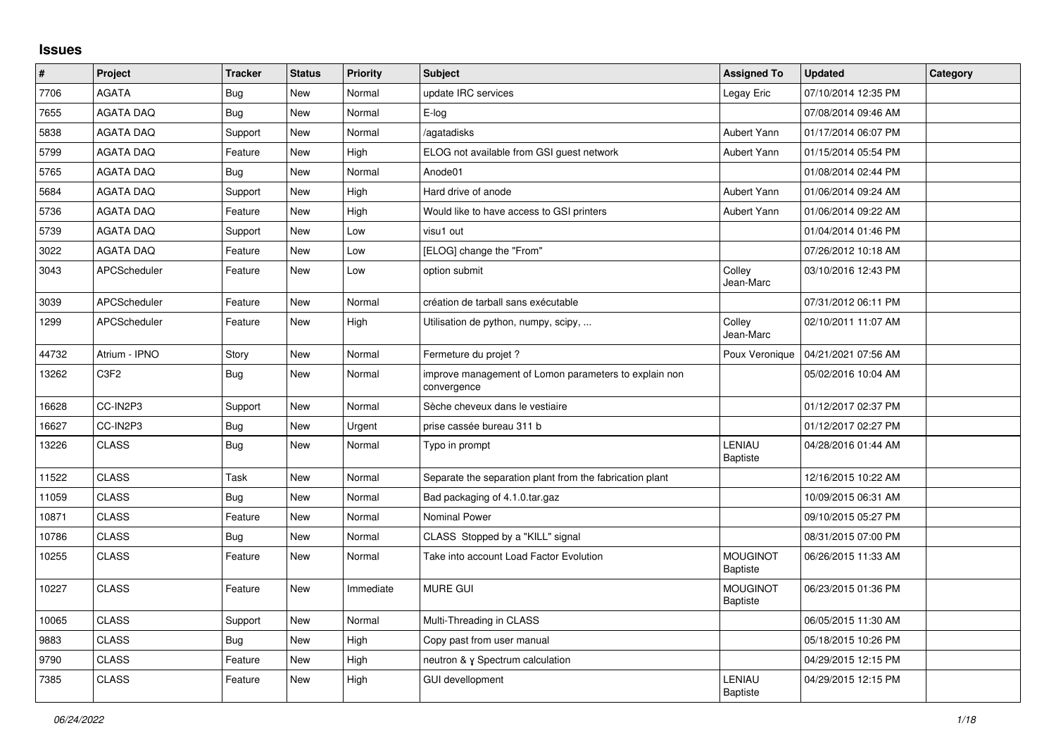## Issues

| # | Project | Tracker | Status | Priority | Subject | Assigned To | Updated | Category |
|---|---|---|---|---|---|---|---|---|
| 7706 | AGATA | Bug | New | Normal | update IRC services | Legay Eric | 07/10/2014 12:35 PM | |
| 7655 | AGATA DAQ | Bug | New | Normal | E-log | | 07/08/2014 09:46 AM | |
| 5838 | AGATA DAQ | Support | New | Normal | /agatadisks | Aubert Yann | 01/17/2014 06:07 PM | |
| 5799 | AGATA DAQ | Feature | New | High | ELOG not available from GSI guest network | Aubert Yann | 01/15/2014 05:54 PM | |
| 5765 | AGATA DAQ | Bug | New | Normal | Anode01 | | 01/08/2014 02:44 PM | |
| 5684 | AGATA DAQ | Support | New | High | Hard drive of anode | Aubert Yann | 01/06/2014 09:24 AM | |
| 5736 | AGATA DAQ | Feature | New | High | Would like to have access to GSI printers | Aubert Yann | 01/06/2014 09:22 AM | |
| 5739 | AGATA DAQ | Support | New | Low | visu1 out | | 01/04/2014 01:46 PM | |
| 3022 | AGATA DAQ | Feature | New | Low | [ELOG] change the "From" | | 07/26/2012 10:18 AM | |
| 3043 | APCScheduler | Feature | New | Low | option submit | Colley Jean-Marc | 03/10/2016 12:43 PM | |
| 3039 | APCScheduler | Feature | New | Normal | création de tarball sans exécutable | | 07/31/2012 06:11 PM | |
| 1299 | APCScheduler | Feature | New | High | Utilisation de python, numpy, scipy, ... | Colley Jean-Marc | 02/10/2011 11:07 AM | |
| 44732 | Atrium - IPNO | Story | New | Normal | Fermeture du projet ? | Poux Veronique | 04/21/2021 07:56 AM | |
| 13262 | C3F2 | Bug | New | Normal | improve management of Lomon parameters to explain non convergence | | 05/02/2016 10:04 AM | |
| 16628 | CC-IN2P3 | Support | New | Normal | Sèche cheveux dans le vestiaire | | 01/12/2017 02:37 PM | |
| 16627 | CC-IN2P3 | Bug | New | Urgent | prise cassée bureau 311 b | | 01/12/2017 02:27 PM | |
| 13226 | CLASS | Bug | New | Normal | Typo in prompt | LENIAU Baptiste | 04/28/2016 01:44 AM | |
| 11522 | CLASS | Task | New | Normal | Separate the separation plant from the fabrication plant | | 12/16/2015 10:22 AM | |
| 11059 | CLASS | Bug | New | Normal | Bad packaging of 4.1.0.tar.gaz | | 10/09/2015 06:31 AM | |
| 10871 | CLASS | Feature | New | Normal | Nominal Power | | 09/10/2015 05:27 PM | |
| 10786 | CLASS | Bug | New | Normal | CLASS Stopped by a "KILL" signal | | 08/31/2015 07:00 PM | |
| 10255 | CLASS | Feature | New | Normal | Take into account Load Factor Evolution | MOUGINOT Baptiste | 06/26/2015 11:33 AM | |
| 10227 | CLASS | Feature | New | Immediate | MURE GUI | MOUGINOT Baptiste | 06/23/2015 01:36 PM | |
| 10065 | CLASS | Support | New | Normal | Multi-Threading in CLASS | | 06/05/2015 11:30 AM | |
| 9883 | CLASS | Bug | New | High | Copy past from user manual | | 05/18/2015 10:26 PM | |
| 9790 | CLASS | Feature | New | High | neutron & γ Spectrum calculation | | 04/29/2015 12:15 PM | |
| 7385 | CLASS | Feature | New | High | GUI devellopment | LENIAU Baptiste | 04/29/2015 12:15 PM | |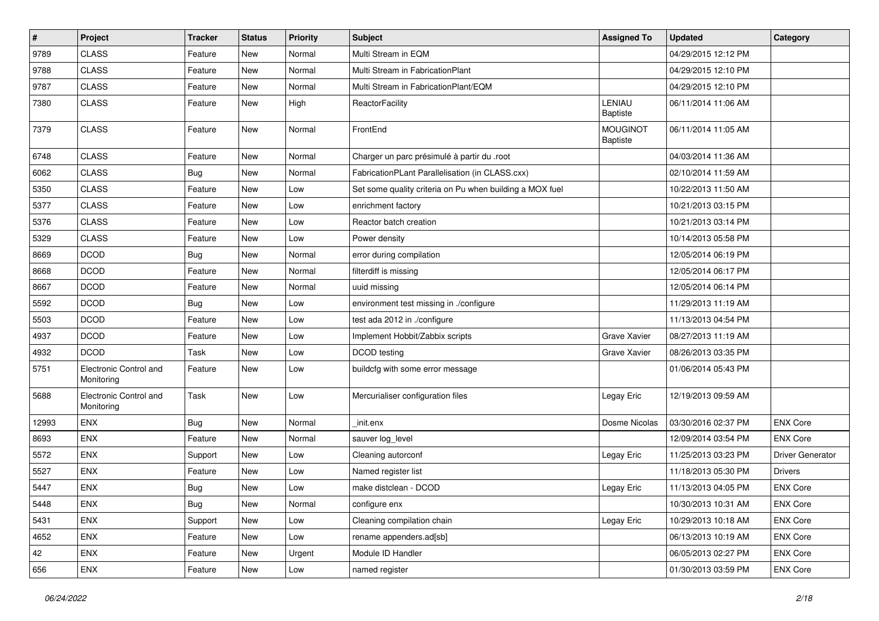| # | Project | Tracker | Status | Priority | Subject | Assigned To | Updated | Category |
|---|---|---|---|---|---|---|---|---|
| 9789 | CLASS | Feature | New | Normal | Multi Stream in EQM | | 04/29/2015 12:12 PM | |
| 9788 | CLASS | Feature | New | Normal | Multi Stream in FabricationPlant | | 04/29/2015 12:10 PM | |
| 9787 | CLASS | Feature | New | Normal | Multi Stream in FabricationPlant/EQM | | 04/29/2015 12:10 PM | |
| 7380 | CLASS | Feature | New | High | ReactorFacility | LENIAU Baptiste | 06/11/2014 11:06 AM | |
| 7379 | CLASS | Feature | New | Normal | FrontEnd | MOUGINOT Baptiste | 06/11/2014 11:05 AM | |
| 6748 | CLASS | Feature | New | Normal | Charger un parc présimulé à partir du .root | | 04/03/2014 11:36 AM | |
| 6062 | CLASS | Bug | New | Normal | FabricationPLant Parallelisation (in CLASS.cxx) | | 02/10/2014 11:59 AM | |
| 5350 | CLASS | Feature | New | Low | Set some quality criteria on Pu when building a MOX fuel | | 10/22/2013 11:50 AM | |
| 5377 | CLASS | Feature | New | Low | enrichment factory | | 10/21/2013 03:15 PM | |
| 5376 | CLASS | Feature | New | Low | Reactor batch creation | | 10/21/2013 03:14 PM | |
| 5329 | CLASS | Feature | New | Low | Power density | | 10/14/2013 05:58 PM | |
| 8669 | DCOD | Bug | New | Normal | error during compilation | | 12/05/2014 06:19 PM | |
| 8668 | DCOD | Feature | New | Normal | filterdiff is missing | | 12/05/2014 06:17 PM | |
| 8667 | DCOD | Feature | New | Normal | uuid missing | | 12/05/2014 06:14 PM | |
| 5592 | DCOD | Bug | New | Low | environment test missing in ./configure | | 11/29/2013 11:19 AM | |
| 5503 | DCOD | Feature | New | Low | test ada 2012 in ./configure | | 11/13/2013 04:54 PM | |
| 4937 | DCOD | Feature | New | Low | Implement Hobbit/Zabbix scripts | Grave Xavier | 08/27/2013 11:19 AM | |
| 4932 | DCOD | Task | New | Low | DCOD testing | Grave Xavier | 08/26/2013 03:35 PM | |
| 5751 | Electronic Control and Monitoring | Feature | New | Low | buildcfg with some error message | | 01/06/2014 05:43 PM | |
| 5688 | Electronic Control and Monitoring | Task | New | Low | Mercurialiser configuration files | Legay Eric | 12/19/2013 09:59 AM | |
| 12993 | ENX | Bug | New | Normal | _init.enx | Dosme Nicolas | 03/30/2016 02:37 PM | ENX Core |
| 8693 | ENX | Feature | New | Normal | sauver log_level | | 12/09/2014 03:54 PM | ENX Core |
| 5572 | ENX | Support | New | Low | Cleaning autorconf | Legay Eric | 11/25/2013 03:23 PM | Driver Generator |
| 5527 | ENX | Feature | New | Low | Named register list | | 11/18/2013 05:30 PM | Drivers |
| 5447 | ENX | Bug | New | Low | make distclean - DCOD | Legay Eric | 11/13/2013 04:05 PM | ENX Core |
| 5448 | ENX | Bug | New | Normal | configure enx | | 10/30/2013 10:31 AM | ENX Core |
| 5431 | ENX | Support | New | Low | Cleaning compilation chain | Legay Eric | 10/29/2013 10:18 AM | ENX Core |
| 4652 | ENX | Feature | New | Low | rename appenders.ad[sb] | | 06/13/2013 10:19 AM | ENX Core |
| 42 | ENX | Feature | New | Urgent | Module ID Handler | | 06/05/2013 02:27 PM | ENX Core |
| 656 | ENX | Feature | New | Low | named register | | 01/30/2013 03:59 PM | ENX Core |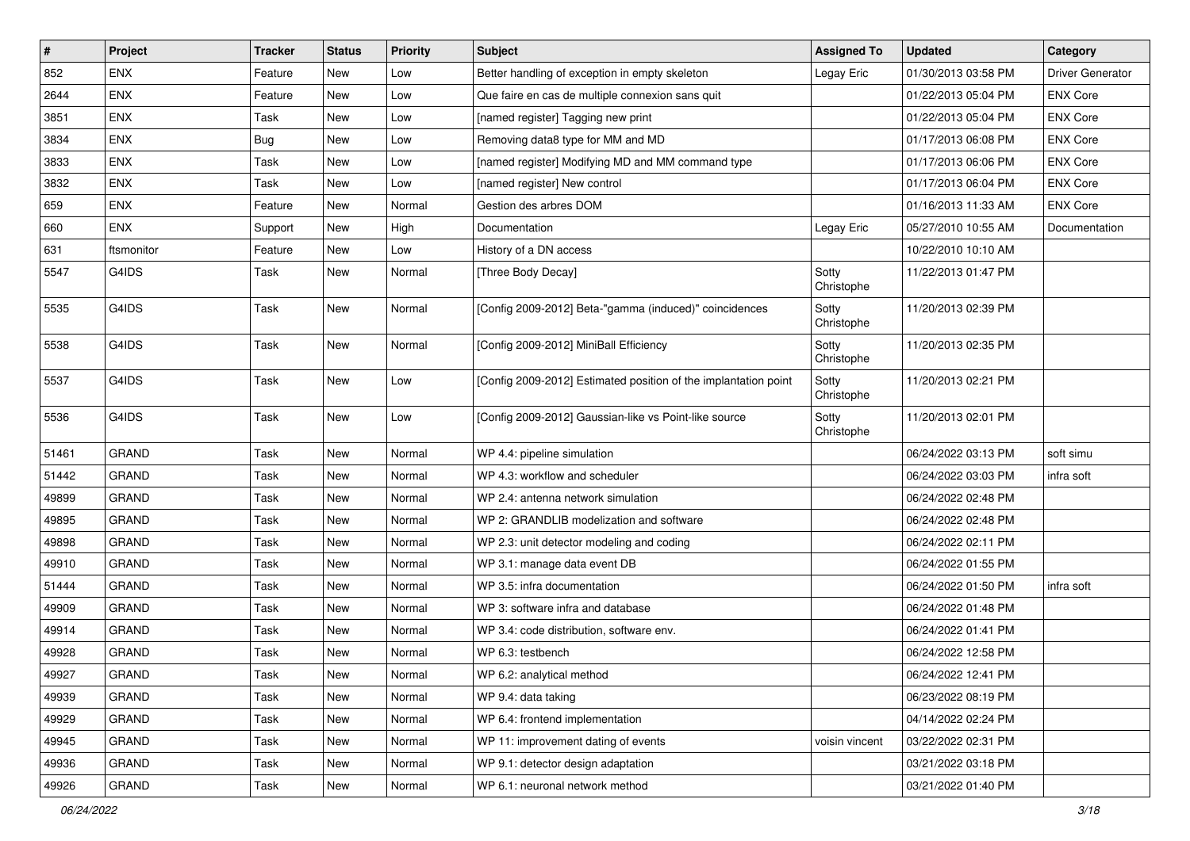| # | Project | Tracker | Status | Priority | Subject | Assigned To | Updated | Category |
|---|---|---|---|---|---|---|---|---|
| 852 | ENX | Feature | New | Low | Better handling of exception in empty skeleton | Legay Eric | 01/30/2013 03:58 PM | Driver Generator |
| 2644 | ENX | Feature | New | Low | Que faire en cas de multiple connexion sans quit | | 01/22/2013 05:04 PM | ENX Core |
| 3851 | ENX | Task | New | Low | [named register] Tagging new print | | 01/22/2013 05:04 PM | ENX Core |
| 3834 | ENX | Bug | New | Low | Removing data8 type for MM and MD | | 01/17/2013 06:08 PM | ENX Core |
| 3833 | ENX | Task | New | Low | [named register] Modifying MD and MM command type | | 01/17/2013 06:06 PM | ENX Core |
| 3832 | ENX | Task | New | Low | [named register] New control | | 01/17/2013 06:04 PM | ENX Core |
| 659 | ENX | Feature | New | Normal | Gestion des arbres DOM | | 01/16/2013 11:33 AM | ENX Core |
| 660 | ENX | Support | New | High | Documentation | Legay Eric | 05/27/2010 10:55 AM | Documentation |
| 631 | ftsmonitor | Feature | New | Low | History of a DN access | | 10/22/2010 10:10 AM | |
| 5547 | G4IDS | Task | New | Normal | [Three Body Decay] | Sotty Christophe | 11/22/2013 01:47 PM | |
| 5535 | G4IDS | Task | New | Normal | [Config 2009-2012] Beta-"gamma (induced)" coincidences | Sotty Christophe | 11/20/2013 02:39 PM | |
| 5538 | G4IDS | Task | New | Normal | [Config 2009-2012] MiniBall Efficiency | Sotty Christophe | 11/20/2013 02:35 PM | |
| 5537 | G4IDS | Task | New | Low | [Config 2009-2012] Estimated position of the implantation point | Sotty Christophe | 11/20/2013 02:21 PM | |
| 5536 | G4IDS | Task | New | Low | [Config 2009-2012] Gaussian-like vs Point-like source | Sotty Christophe | 11/20/2013 02:01 PM | |
| 51461 | GRAND | Task | New | Normal | WP 4.4: pipeline simulation | | 06/24/2022 03:13 PM | soft simu |
| 51442 | GRAND | Task | New | Normal | WP 4.3: workflow and scheduler | | 06/24/2022 03:03 PM | infra soft |
| 49899 | GRAND | Task | New | Normal | WP 2.4: antenna network simulation | | 06/24/2022 02:48 PM | |
| 49895 | GRAND | Task | New | Normal | WP 2: GRANDLIB modelization and software | | 06/24/2022 02:48 PM | |
| 49898 | GRAND | Task | New | Normal | WP 2.3: unit detector modeling and coding | | 06/24/2022 02:11 PM | |
| 49910 | GRAND | Task | New | Normal | WP 3.1: manage data event DB | | 06/24/2022 01:55 PM | |
| 51444 | GRAND | Task | New | Normal | WP 3.5: infra documentation | | 06/24/2022 01:50 PM | infra soft |
| 49909 | GRAND | Task | New | Normal | WP 3: software infra and database | | 06/24/2022 01:48 PM | |
| 49914 | GRAND | Task | New | Normal | WP 3.4: code distribution, software env. | | 06/24/2022 01:41 PM | |
| 49928 | GRAND | Task | New | Normal | WP 6.3: testbench | | 06/24/2022 12:58 PM | |
| 49927 | GRAND | Task | New | Normal | WP 6.2: analytical method | | 06/24/2022 12:41 PM | |
| 49939 | GRAND | Task | New | Normal | WP 9.4: data taking | | 06/23/2022 08:19 PM | |
| 49929 | GRAND | Task | New | Normal | WP 6.4: frontend implementation | | 04/14/2022 02:24 PM | |
| 49945 | GRAND | Task | New | Normal | WP 11: improvement dating of events | voisin vincent | 03/22/2022 02:31 PM | |
| 49936 | GRAND | Task | New | Normal | WP 9.1: detector design adaptation | | 03/21/2022 03:18 PM | |
| 49926 | GRAND | Task | New | Normal | WP 6.1: neuronal network method | | 03/21/2022 01:40 PM | |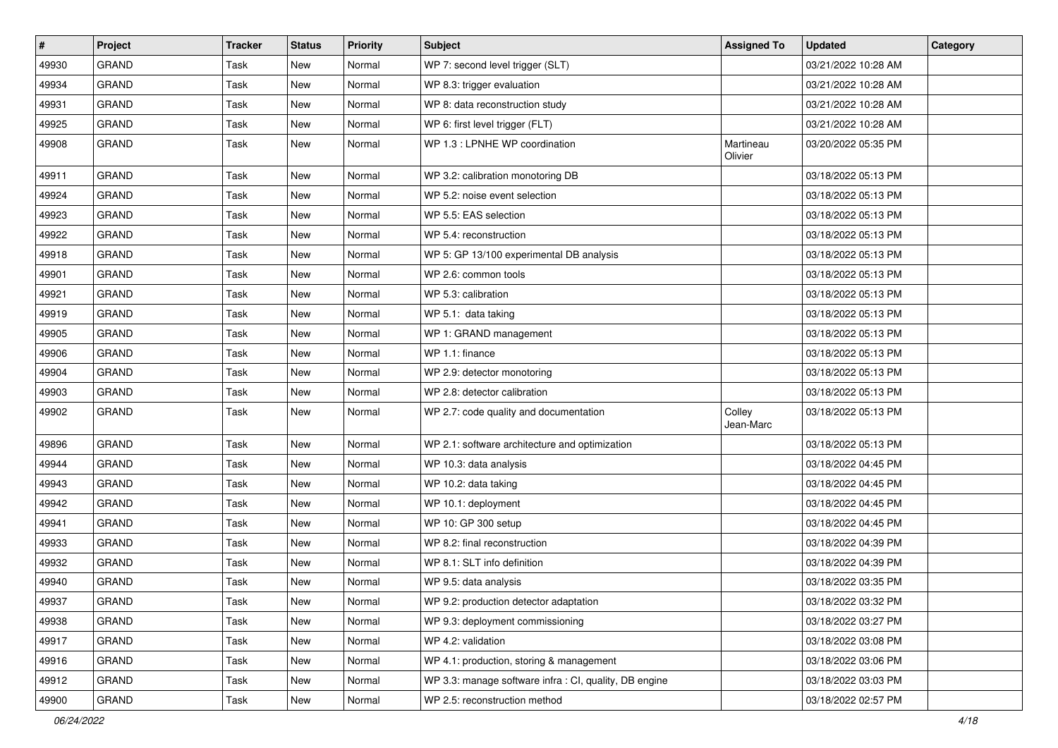| # | Project | Tracker | Status | Priority | Subject | Assigned To | Updated | Category |
|---|---|---|---|---|---|---|---|---|
| 49930 | GRAND | Task | New | Normal | WP 7: second level trigger (SLT) | | 03/21/2022 10:28 AM | |
| 49934 | GRAND | Task | New | Normal | WP 8.3: trigger evaluation | | 03/21/2022 10:28 AM | |
| 49931 | GRAND | Task | New | Normal | WP 8: data reconstruction study | | 03/21/2022 10:28 AM | |
| 49925 | GRAND | Task | New | Normal | WP 6: first level trigger (FLT) | | 03/21/2022 10:28 AM | |
| 49908 | GRAND | Task | New | Normal | WP 1.3 : LPNHE WP coordination | Martineau Olivier | 03/20/2022 05:35 PM | |
| 49911 | GRAND | Task | New | Normal | WP 3.2: calibration monotoring DB | | 03/18/2022 05:13 PM | |
| 49924 | GRAND | Task | New | Normal | WP 5.2: noise event selection | | 03/18/2022 05:13 PM | |
| 49923 | GRAND | Task | New | Normal | WP 5.5: EAS selection | | 03/18/2022 05:13 PM | |
| 49922 | GRAND | Task | New | Normal | WP 5.4: reconstruction | | 03/18/2022 05:13 PM | |
| 49918 | GRAND | Task | New | Normal | WP 5: GP 13/100 experimental DB analysis | | 03/18/2022 05:13 PM | |
| 49901 | GRAND | Task | New | Normal | WP 2.6: common tools | | 03/18/2022 05:13 PM | |
| 49921 | GRAND | Task | New | Normal | WP 5.3: calibration | | 03/18/2022 05:13 PM | |
| 49919 | GRAND | Task | New | Normal | WP 5.1: data taking | | 03/18/2022 05:13 PM | |
| 49905 | GRAND | Task | New | Normal | WP 1: GRAND management | | 03/18/2022 05:13 PM | |
| 49906 | GRAND | Task | New | Normal | WP 1.1: finance | | 03/18/2022 05:13 PM | |
| 49904 | GRAND | Task | New | Normal | WP 2.9: detector monotoring | | 03/18/2022 05:13 PM | |
| 49903 | GRAND | Task | New | Normal | WP 2.8: detector calibration | | 03/18/2022 05:13 PM | |
| 49902 | GRAND | Task | New | Normal | WP 2.7: code quality and documentation | Colley Jean-Marc | 03/18/2022 05:13 PM | |
| 49896 | GRAND | Task | New | Normal | WP 2.1: software architecture and optimization | | 03/18/2022 05:13 PM | |
| 49944 | GRAND | Task | New | Normal | WP 10.3: data analysis | | 03/18/2022 04:45 PM | |
| 49943 | GRAND | Task | New | Normal | WP 10.2: data taking | | 03/18/2022 04:45 PM | |
| 49942 | GRAND | Task | New | Normal | WP 10.1: deployment | | 03/18/2022 04:45 PM | |
| 49941 | GRAND | Task | New | Normal | WP 10: GP 300 setup | | 03/18/2022 04:45 PM | |
| 49933 | GRAND | Task | New | Normal | WP 8.2: final reconstruction | | 03/18/2022 04:39 PM | |
| 49932 | GRAND | Task | New | Normal | WP 8.1: SLT info definition | | 03/18/2022 04:39 PM | |
| 49940 | GRAND | Task | New | Normal | WP 9.5: data analysis | | 03/18/2022 03:35 PM | |
| 49937 | GRAND | Task | New | Normal | WP 9.2: production detector adaptation | | 03/18/2022 03:32 PM | |
| 49938 | GRAND | Task | New | Normal | WP 9.3: deployment commissioning | | 03/18/2022 03:27 PM | |
| 49917 | GRAND | Task | New | Normal | WP 4.2: validation | | 03/18/2022 03:08 PM | |
| 49916 | GRAND | Task | New | Normal | WP 4.1: production, storing & management | | 03/18/2022 03:06 PM | |
| 49912 | GRAND | Task | New | Normal | WP 3.3: manage software infra : CI, quality, DB engine | | 03/18/2022 03:03 PM | |
| 49900 | GRAND | Task | New | Normal | WP 2.5: reconstruction method | | 03/18/2022 02:57 PM | |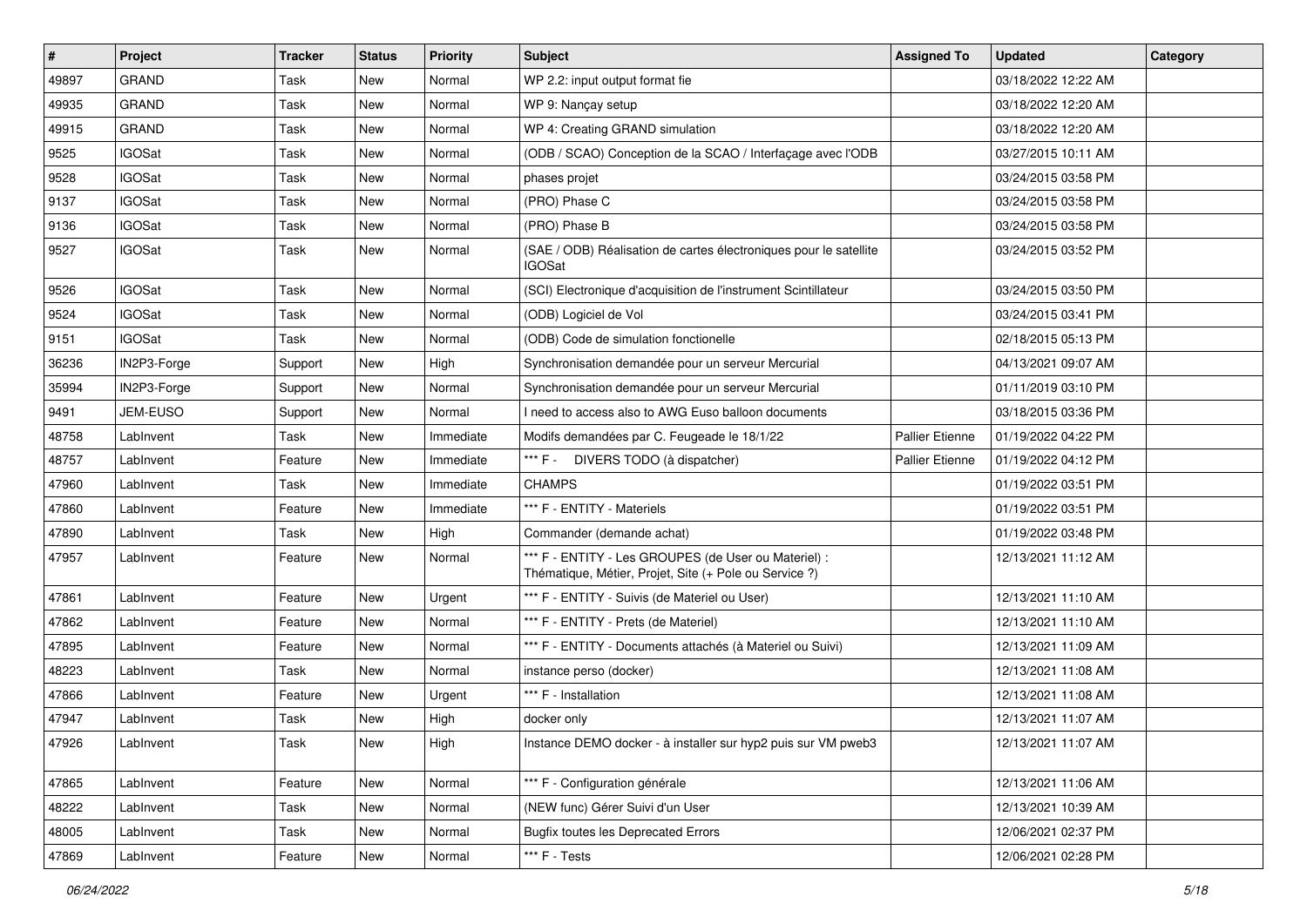| # | Project | Tracker | Status | Priority | Subject | Assigned To | Updated | Category |
|---|---|---|---|---|---|---|---|---|
| 49897 | GRAND | Task | New | Normal | WP 2.2: input output format fie | | 03/18/2022 12:22 AM | |
| 49935 | GRAND | Task | New | Normal | WP 9: Nançay setup | | 03/18/2022 12:20 AM | |
| 49915 | GRAND | Task | New | Normal | WP 4: Creating GRAND simulation | | 03/18/2022 12:20 AM | |
| 9525 | IGOSat | Task | New | Normal | (ODB / SCAO) Conception de la SCAO / Interfaçage avec l'ODB | | 03/27/2015 10:11 AM | |
| 9528 | IGOSat | Task | New | Normal | phases projet | | 03/24/2015 03:58 PM | |
| 9137 | IGOSat | Task | New | Normal | (PRO) Phase C | | 03/24/2015 03:58 PM | |
| 9136 | IGOSat | Task | New | Normal | (PRO) Phase B | | 03/24/2015 03:58 PM | |
| 9527 | IGOSat | Task | New | Normal | (SAE / ODB) Réalisation de cartes électroniques pour le satellite IGOSat | | 03/24/2015 03:52 PM | |
| 9526 | IGOSat | Task | New | Normal | (SCI) Electronique d'acquisition de l'instrument Scintillateur | | 03/24/2015 03:50 PM | |
| 9524 | IGOSat | Task | New | Normal | (ODB) Logiciel de Vol | | 03/24/2015 03:41 PM | |
| 9151 | IGOSat | Task | New | Normal | (ODB) Code de simulation fonctionelle | | 02/18/2015 05:13 PM | |
| 36236 | IN2P3-Forge | Support | New | High | Synchronisation demandée pour un serveur Mercurial | | 04/13/2021 09:07 AM | |
| 35994 | IN2P3-Forge | Support | New | Normal | Synchronisation demandée pour un serveur Mercurial | | 01/11/2019 03:10 PM | |
| 9491 | JEM-EUSO | Support | New | Normal | I need to access also to AWG Euso balloon documents | | 03/18/2015 03:36 PM | |
| 48758 | LabInvent | Task | New | Immediate | Modifs demandées par C. Feugeade le 18/1/22 | Pallier Etienne | 01/19/2022 04:22 PM | |
| 48757 | LabInvent | Feature | New | Immediate | *** F - DIVERS TODO (à dispatcher) | Pallier Etienne | 01/19/2022 04:12 PM | |
| 47960 | LabInvent | Task | New | Immediate | CHAMPS | | 01/19/2022 03:51 PM | |
| 47860 | LabInvent | Feature | New | Immediate | *** F - ENTITY - Materiels | | 01/19/2022 03:51 PM | |
| 47890 | LabInvent | Task | New | High | Commander (demande achat) | | 01/19/2022 03:48 PM | |
| 47957 | LabInvent | Feature | New | Normal | *** F - ENTITY - Les GROUPES (de User ou Materiel) : Thématique, Métier, Projet, Site (+ Pole ou Service ?) | | 12/13/2021 11:12 AM | |
| 47861 | LabInvent | Feature | New | Urgent | *** F - ENTITY - Suivis (de Materiel ou User) | | 12/13/2021 11:10 AM | |
| 47862 | LabInvent | Feature | New | Normal | *** F - ENTITY - Prets (de Materiel) | | 12/13/2021 11:10 AM | |
| 47895 | LabInvent | Feature | New | Normal | *** F - ENTITY - Documents attachés (à Materiel ou Suivi) | | 12/13/2021 11:09 AM | |
| 48223 | LabInvent | Task | New | Normal | instance perso (docker) | | 12/13/2021 11:08 AM | |
| 47866 | LabInvent | Feature | New | Urgent | *** F - Installation | | 12/13/2021 11:08 AM | |
| 47947 | LabInvent | Task | New | High | docker only | | 12/13/2021 11:07 AM | |
| 47926 | LabInvent | Task | New | High | Instance DEMO docker - à installer sur hyp2 puis sur VM pweb3 | | 12/13/2021 11:07 AM | |
| 47865 | LabInvent | Feature | New | Normal | *** F - Configuration générale | | 12/13/2021 11:06 AM | |
| 48222 | LabInvent | Task | New | Normal | (NEW func) Gérer Suivi d'un User | | 12/13/2021 10:39 AM | |
| 48005 | LabInvent | Task | New | Normal | Bugfix toutes les Deprecated Errors | | 12/06/2021 02:37 PM | |
| 47869 | LabInvent | Feature | New | Normal | *** F - Tests | | 12/06/2021 02:28 PM | |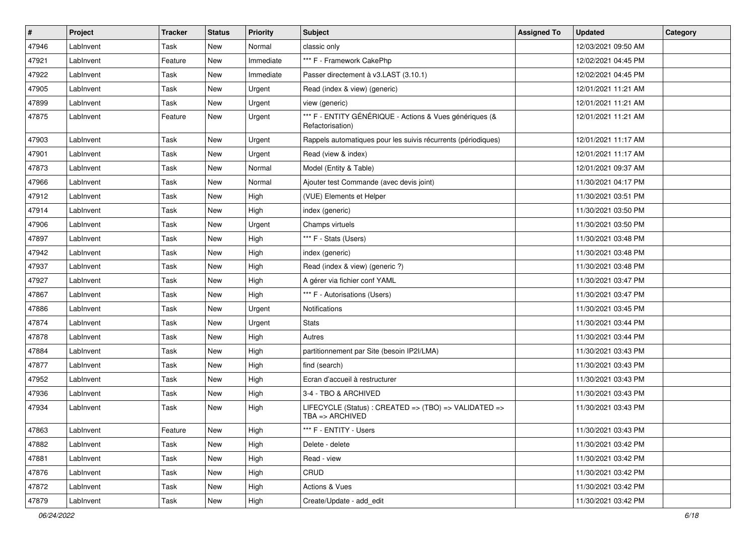| # | Project | Tracker | Status | Priority | Subject | Assigned To | Updated | Category |
|---|---|---|---|---|---|---|---|---|
| 47946 | LabInvent | Task | New | Normal | classic only | | 12/03/2021 09:50 AM | |
| 47921 | LabInvent | Feature | New | Immediate | *** F - Framework CakePhp | | 12/02/2021 04:45 PM | |
| 47922 | LabInvent | Task | New | Immediate | Passer directement à v3.LAST (3.10.1) | | 12/02/2021 04:45 PM | |
| 47905 | LabInvent | Task | New | Urgent | Read (index & view) (generic) | | 12/01/2021 11:21 AM | |
| 47899 | LabInvent | Task | New | Urgent | view (generic) | | 12/01/2021 11:21 AM | |
| 47875 | LabInvent | Feature | New | Urgent | *** F - ENTITY GÉNÉRIQUE - Actions & Vues génériques (& Refactorisation) | | 12/01/2021 11:21 AM | |
| 47903 | LabInvent | Task | New | Urgent | Rappels automatiques pour les suivis récurrents (périodiques) | | 12/01/2021 11:17 AM | |
| 47901 | LabInvent | Task | New | Urgent | Read (view & index) | | 12/01/2021 11:17 AM | |
| 47873 | LabInvent | Task | New | Normal | Model (Entity & Table) | | 12/01/2021 09:37 AM | |
| 47966 | LabInvent | Task | New | Normal | Ajouter test Commande (avec devis joint) | | 11/30/2021 04:17 PM | |
| 47912 | LabInvent | Task | New | High | (VUE) Elements et Helper | | 11/30/2021 03:51 PM | |
| 47914 | LabInvent | Task | New | High | index (generic) | | 11/30/2021 03:50 PM | |
| 47906 | LabInvent | Task | New | Urgent | Champs virtuels | | 11/30/2021 03:50 PM | |
| 47897 | LabInvent | Task | New | High | *** F - Stats (Users) | | 11/30/2021 03:48 PM | |
| 47942 | LabInvent | Task | New | High | index (generic) | | 11/30/2021 03:48 PM | |
| 47937 | LabInvent | Task | New | High | Read (index & view) (generic ?) | | 11/30/2021 03:48 PM | |
| 47927 | LabInvent | Task | New | High | A gérer via fichier conf YAML | | 11/30/2021 03:47 PM | |
| 47867 | LabInvent | Task | New | High | *** F - Autorisations (Users) | | 11/30/2021 03:47 PM | |
| 47886 | LabInvent | Task | New | Urgent | Notifications | | 11/30/2021 03:45 PM | |
| 47874 | LabInvent | Task | New | Urgent | Stats | | 11/30/2021 03:44 PM | |
| 47878 | LabInvent | Task | New | High | Autres | | 11/30/2021 03:44 PM | |
| 47884 | LabInvent | Task | New | High | partitionnement par Site (besoin IP2I/LMA) | | 11/30/2021 03:43 PM | |
| 47877 | LabInvent | Task | New | High | find (search) | | 11/30/2021 03:43 PM | |
| 47952 | LabInvent | Task | New | High | Ecran d'accueil à restructurer | | 11/30/2021 03:43 PM | |
| 47936 | LabInvent | Task | New | High | 3-4 - TBO & ARCHIVED | | 11/30/2021 03:43 PM | |
| 47934 | LabInvent | Task | New | High | LIFECYCLE (Status) : CREATED => (TBO) => VALIDATED => TBA => ARCHIVED | | 11/30/2021 03:43 PM | |
| 47863 | LabInvent | Feature | New | High | *** F - ENTITY - Users | | 11/30/2021 03:43 PM | |
| 47882 | LabInvent | Task | New | High | Delete - delete | | 11/30/2021 03:42 PM | |
| 47881 | LabInvent | Task | New | High | Read - view | | 11/30/2021 03:42 PM | |
| 47876 | LabInvent | Task | New | High | CRUD | | 11/30/2021 03:42 PM | |
| 47872 | LabInvent | Task | New | High | Actions & Vues | | 11/30/2021 03:42 PM | |
| 47879 | LabInvent | Task | New | High | Create/Update - add_edit | | 11/30/2021 03:42 PM | |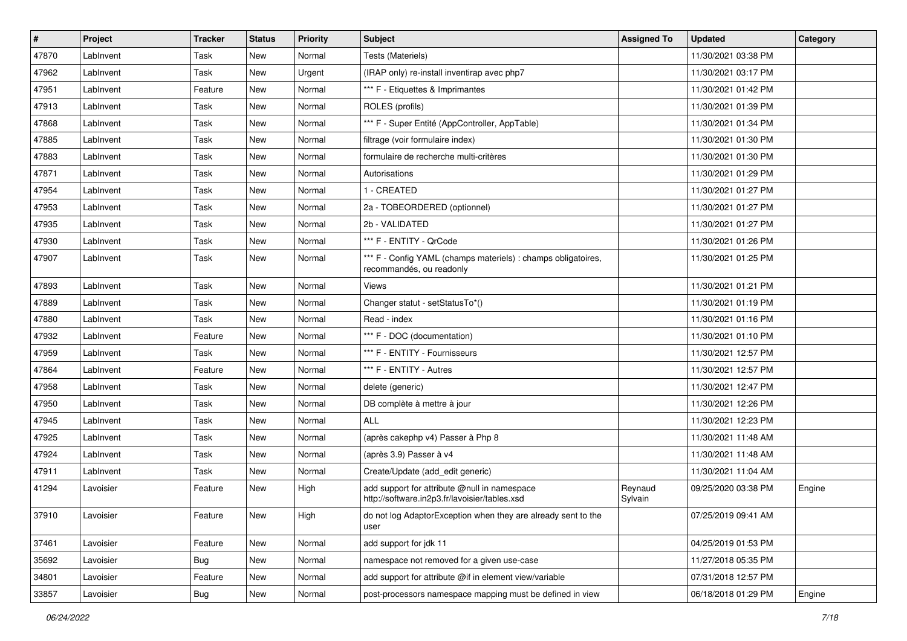| # | Project | Tracker | Status | Priority | Subject | Assigned To | Updated | Category |
|---|---|---|---|---|---|---|---|---|
| 47870 | LabInvent | Task | New | Normal | Tests (Materiels) | | 11/30/2021 03:38 PM | |
| 47962 | LabInvent | Task | New | Urgent | (IRAP only) re-install inventirap avec php7 | | 11/30/2021 03:17 PM | |
| 47951 | LabInvent | Feature | New | Normal | *** F - Etiquettes & Imprimantes | | 11/30/2021 01:42 PM | |
| 47913 | LabInvent | Task | New | Normal | ROLES (profils) | | 11/30/2021 01:39 PM | |
| 47868 | LabInvent | Task | New | Normal | *** F - Super Entité (AppController, AppTable) | | 11/30/2021 01:34 PM | |
| 47885 | LabInvent | Task | New | Normal | filtrage (voir formulaire index) | | 11/30/2021 01:30 PM | |
| 47883 | LabInvent | Task | New | Normal | formulaire de recherche multi-critères | | 11/30/2021 01:30 PM | |
| 47871 | LabInvent | Task | New | Normal | Autorisations | | 11/30/2021 01:29 PM | |
| 47954 | LabInvent | Task | New | Normal | 1 - CREATED | | 11/30/2021 01:27 PM | |
| 47953 | LabInvent | Task | New | Normal | 2a - TOBEORDERED (optionnel) | | 11/30/2021 01:27 PM | |
| 47935 | LabInvent | Task | New | Normal | 2b - VALIDATED | | 11/30/2021 01:27 PM | |
| 47930 | LabInvent | Task | New | Normal | *** F - ENTITY - QrCode | | 11/30/2021 01:26 PM | |
| 47907 | LabInvent | Task | New | Normal | *** F - Config YAML (champs materiels) : champs obligatoires, recommandés, ou readonly | | 11/30/2021 01:25 PM | |
| 47893 | LabInvent | Task | New | Normal | Views | | 11/30/2021 01:21 PM | |
| 47889 | LabInvent | Task | New | Normal | Changer statut - setStatusTo*() | | 11/30/2021 01:19 PM | |
| 47880 | LabInvent | Task | New | Normal | Read - index | | 11/30/2021 01:16 PM | |
| 47932 | LabInvent | Feature | New | Normal | *** F - DOC (documentation) | | 11/30/2021 01:10 PM | |
| 47959 | LabInvent | Task | New | Normal | *** F - ENTITY - Fournisseurs | | 11/30/2021 12:57 PM | |
| 47864 | LabInvent | Feature | New | Normal | *** F - ENTITY - Autres | | 11/30/2021 12:57 PM | |
| 47958 | LabInvent | Task | New | Normal | delete (generic) | | 11/30/2021 12:47 PM | |
| 47950 | LabInvent | Task | New | Normal | DB complète à mettre à jour | | 11/30/2021 12:26 PM | |
| 47945 | LabInvent | Task | New | Normal | ALL | | 11/30/2021 12:23 PM | |
| 47925 | LabInvent | Task | New | Normal | (après cakephp v4) Passer à Php 8 | | 11/30/2021 11:48 AM | |
| 47924 | LabInvent | Task | New | Normal | (après 3.9) Passer à v4 | | 11/30/2021 11:48 AM | |
| 47911 | LabInvent | Task | New | Normal | Create/Update (add_edit generic) | | 11/30/2021 11:04 AM | |
| 41294 | Lavoisier | Feature | New | High | add support for attribute @null in namespace http://software.in2p3.fr/lavoisier/tables.xsd | Reynaud Sylvain | 09/25/2020 03:38 PM | Engine |
| 37910 | Lavoisier | Feature | New | High | do not log AdaptorException when they are already sent to the user | | 07/25/2019 09:41 AM | |
| 37461 | Lavoisier | Feature | New | Normal | add support for jdk 11 | | 04/25/2019 01:53 PM | |
| 35692 | Lavoisier | Bug | New | Normal | namespace not removed for a given use-case | | 11/27/2018 05:35 PM | |
| 34801 | Lavoisier | Feature | New | Normal | add support for attribute @if in element view/variable | | 07/31/2018 12:57 PM | |
| 33857 | Lavoisier | Bug | New | Normal | post-processors namespace mapping must be defined in view | | 06/18/2018 01:29 PM | Engine |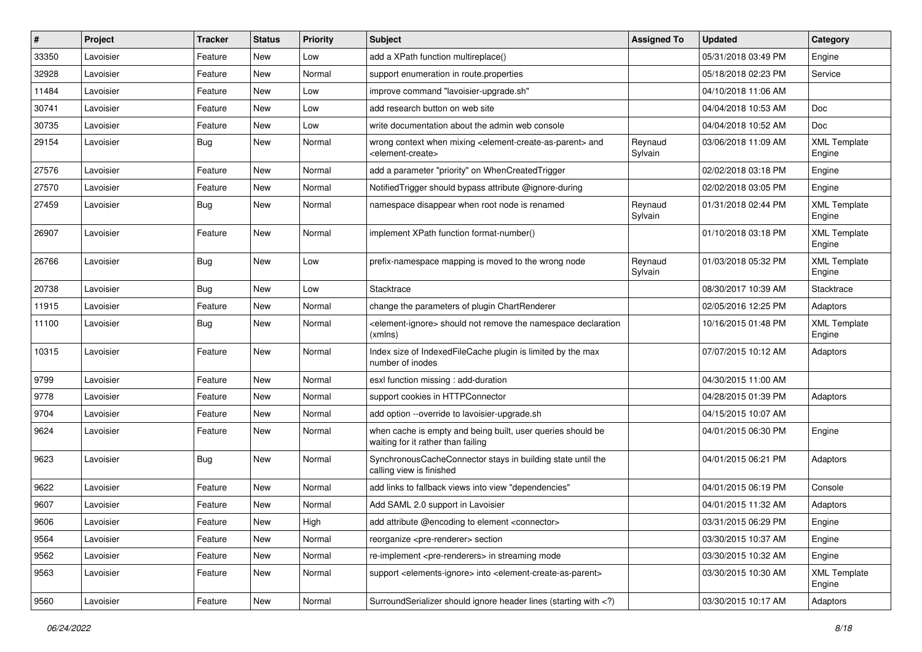| # | Project | Tracker | Status | Priority | Subject | Assigned To | Updated | Category |
|---|---|---|---|---|---|---|---|---|
| 33350 | Lavoisier | Feature | New | Low | add a XPath function multireplace() | | 05/31/2018 03:49 PM | Engine |
| 32928 | Lavoisier | Feature | New | Normal | support enumeration in route.properties | | 05/18/2018 02:23 PM | Service |
| 11484 | Lavoisier | Feature | New | Low | improve command "lavoisier-upgrade.sh" | | 04/10/2018 11:06 AM | |
| 30741 | Lavoisier | Feature | New | Low | add research button on web site | | 04/04/2018 10:53 AM | Doc |
| 30735 | Lavoisier | Feature | New | Low | write documentation about the admin web console | | 04/04/2018 10:52 AM | Doc |
| 29154 | Lavoisier | Bug | New | Normal | wrong context when mixing <element-create-as-parent> and <element-create> | Reynaud Sylvain | 03/06/2018 11:09 AM | XML Template Engine |
| 27576 | Lavoisier | Feature | New | Normal | add a parameter "priority" on WhenCreatedTrigger | | 02/02/2018 03:18 PM | Engine |
| 27570 | Lavoisier | Feature | New | Normal | NotifiedTrigger should bypass attribute @ignore-during | | 02/02/2018 03:05 PM | Engine |
| 27459 | Lavoisier | Bug | New | Normal | namespace disappear when root node is renamed | Reynaud Sylvain | 01/31/2018 02:44 PM | XML Template Engine |
| 26907 | Lavoisier | Feature | New | Normal | implement XPath function format-number() | | 01/10/2018 03:18 PM | XML Template Engine |
| 26766 | Lavoisier | Bug | New | Low | prefix-namespace mapping is moved to the wrong node | Reynaud Sylvain | 01/03/2018 05:32 PM | XML Template Engine |
| 20738 | Lavoisier | Bug | New | Low | Stacktrace | | 08/30/2017 10:39 AM | Stacktrace |
| 11915 | Lavoisier | Feature | New | Normal | change the parameters of plugin ChartRenderer | | 02/05/2016 12:25 PM | Adaptors |
| 11100 | Lavoisier | Bug | New | Normal | <element-ignore> should not remove the namespace declaration (xmlns) | | 10/16/2015 01:48 PM | XML Template Engine |
| 10315 | Lavoisier | Feature | New | Normal | Index size of IndexedFileCache plugin is limited by the max number of inodes | | 07/07/2015 10:12 AM | Adaptors |
| 9799 | Lavoisier | Feature | New | Normal | esxl function missing : add-duration | | 04/30/2015 11:00 AM | |
| 9778 | Lavoisier | Feature | New | Normal | support cookies in HTTPConnector | | 04/28/2015 01:39 PM | Adaptors |
| 9704 | Lavoisier | Feature | New | Normal | add option --override to lavoisier-upgrade.sh | | 04/15/2015 10:07 AM | |
| 9624 | Lavoisier | Feature | New | Normal | when cache is empty and being built, user queries should be waiting for it rather than failing | | 04/01/2015 06:30 PM | Engine |
| 9623 | Lavoisier | Bug | New | Normal | SynchronousCacheConnector stays in building state until the calling view is finished | | 04/01/2015 06:21 PM | Adaptors |
| 9622 | Lavoisier | Feature | New | Normal | add links to fallback views into view "dependencies" | | 04/01/2015 06:19 PM | Console |
| 9607 | Lavoisier | Feature | New | Normal | Add SAML 2.0 support in Lavoisier | | 04/01/2015 11:32 AM | Adaptors |
| 9606 | Lavoisier | Feature | New | High | add attribute @encoding to element <connector> | | 03/31/2015 06:29 PM | Engine |
| 9564 | Lavoisier | Feature | New | Normal | reorganize <pre-renderer> section | | 03/30/2015 10:37 AM | Engine |
| 9562 | Lavoisier | Feature | New | Normal | re-implement <pre-renderers> in streaming mode | | 03/30/2015 10:32 AM | Engine |
| 9563 | Lavoisier | Feature | New | Normal | support <elements-ignore> into <element-create-as-parent> | | 03/30/2015 10:30 AM | XML Template Engine |
| 9560 | Lavoisier | Feature | New | Normal | SurroundSerializer should ignore header lines (starting with <?) | | 03/30/2015 10:17 AM | Adaptors |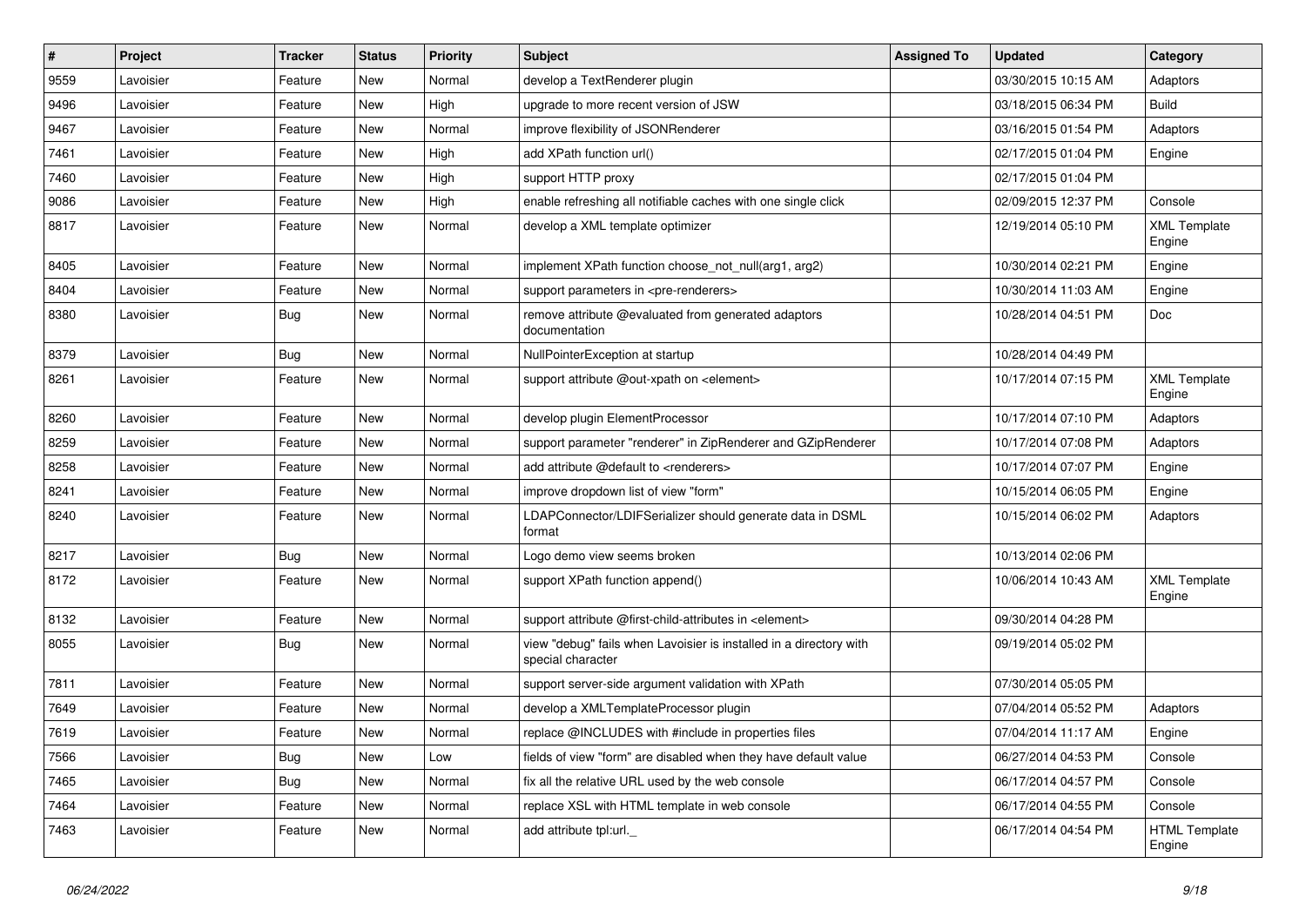| # | Project | Tracker | Status | Priority | Subject | Assigned To | Updated | Category |
|---|---|---|---|---|---|---|---|---|
| 9559 | Lavoisier | Feature | New | Normal | develop a TextRenderer plugin | | 03/30/2015 10:15 AM | Adaptors |
| 9496 | Lavoisier | Feature | New | High | upgrade to more recent version of JSW | | 03/18/2015 06:34 PM | Build |
| 9467 | Lavoisier | Feature | New | Normal | improve flexibility of JSONRenderer | | 03/16/2015 01:54 PM | Adaptors |
| 7461 | Lavoisier | Feature | New | High | add XPath function url() | | 02/17/2015 01:04 PM | Engine |
| 7460 | Lavoisier | Feature | New | High | support HTTP proxy | | 02/17/2015 01:04 PM | |
| 9086 | Lavoisier | Feature | New | High | enable refreshing all notifiable caches with one single click | | 02/09/2015 12:37 PM | Console |
| 8817 | Lavoisier | Feature | New | Normal | develop a XML template optimizer | | 12/19/2014 05:10 PM | XML Template Engine |
| 8405 | Lavoisier | Feature | New | Normal | implement XPath function choose_not_null(arg1, arg2) | | 10/30/2014 02:21 PM | Engine |
| 8404 | Lavoisier | Feature | New | Normal | support parameters in <pre-renderers> | | 10/30/2014 11:03 AM | Engine |
| 8380 | Lavoisier | Bug | New | Normal | remove attribute @evaluated from generated adaptors documentation | | 10/28/2014 04:51 PM | Doc |
| 8379 | Lavoisier | Bug | New | Normal | NullPointerException at startup | | 10/28/2014 04:49 PM | |
| 8261 | Lavoisier | Feature | New | Normal | support attribute @out-xpath on <element> | | 10/17/2014 07:15 PM | XML Template Engine |
| 8260 | Lavoisier | Feature | New | Normal | develop plugin ElementProcessor | | 10/17/2014 07:10 PM | Adaptors |
| 8259 | Lavoisier | Feature | New | Normal | support parameter "renderer" in ZipRenderer and GZipRenderer | | 10/17/2014 07:08 PM | Adaptors |
| 8258 | Lavoisier | Feature | New | Normal | add attribute @default to <renderers> | | 10/17/2014 07:07 PM | Engine |
| 8241 | Lavoisier | Feature | New | Normal | improve dropdown list of view "form" | | 10/15/2014 06:05 PM | Engine |
| 8240 | Lavoisier | Feature | New | Normal | LDAPConnector/LDIFSerializer should generate data in DSML format | | 10/15/2014 06:02 PM | Adaptors |
| 8217 | Lavoisier | Bug | New | Normal | Logo demo view seems broken | | 10/13/2014 02:06 PM | |
| 8172 | Lavoisier | Feature | New | Normal | support XPath function append() | | 10/06/2014 10:43 AM | XML Template Engine |
| 8132 | Lavoisier | Feature | New | Normal | support attribute @first-child-attributes in <element> | | 09/30/2014 04:28 PM | |
| 8055 | Lavoisier | Bug | New | Normal | view "debug" fails when Lavoisier is installed in a directory with special character | | 09/19/2014 05:02 PM | |
| 7811 | Lavoisier | Feature | New | Normal | support server-side argument validation with XPath | | 07/30/2014 05:05 PM | |
| 7649 | Lavoisier | Feature | New | Normal | develop a XMLTemplateProcessor plugin | | 07/04/2014 05:52 PM | Adaptors |
| 7619 | Lavoisier | Feature | New | Normal | replace @INCLUDES with #include in properties files | | 07/04/2014 11:17 AM | Engine |
| 7566 | Lavoisier | Bug | New | Low | fields of view "form" are disabled when they have default value | | 06/27/2014 04:53 PM | Console |
| 7465 | Lavoisier | Bug | New | Normal | fix all the relative URL used by the web console | | 06/17/2014 04:57 PM | Console |
| 7464 | Lavoisier | Feature | New | Normal | replace XSL with HTML template in web console | | 06/17/2014 04:55 PM | Console |
| 7463 | Lavoisier | Feature | New | Normal | add attribute tpl:url._ | | 06/17/2014 04:54 PM | HTML Template Engine |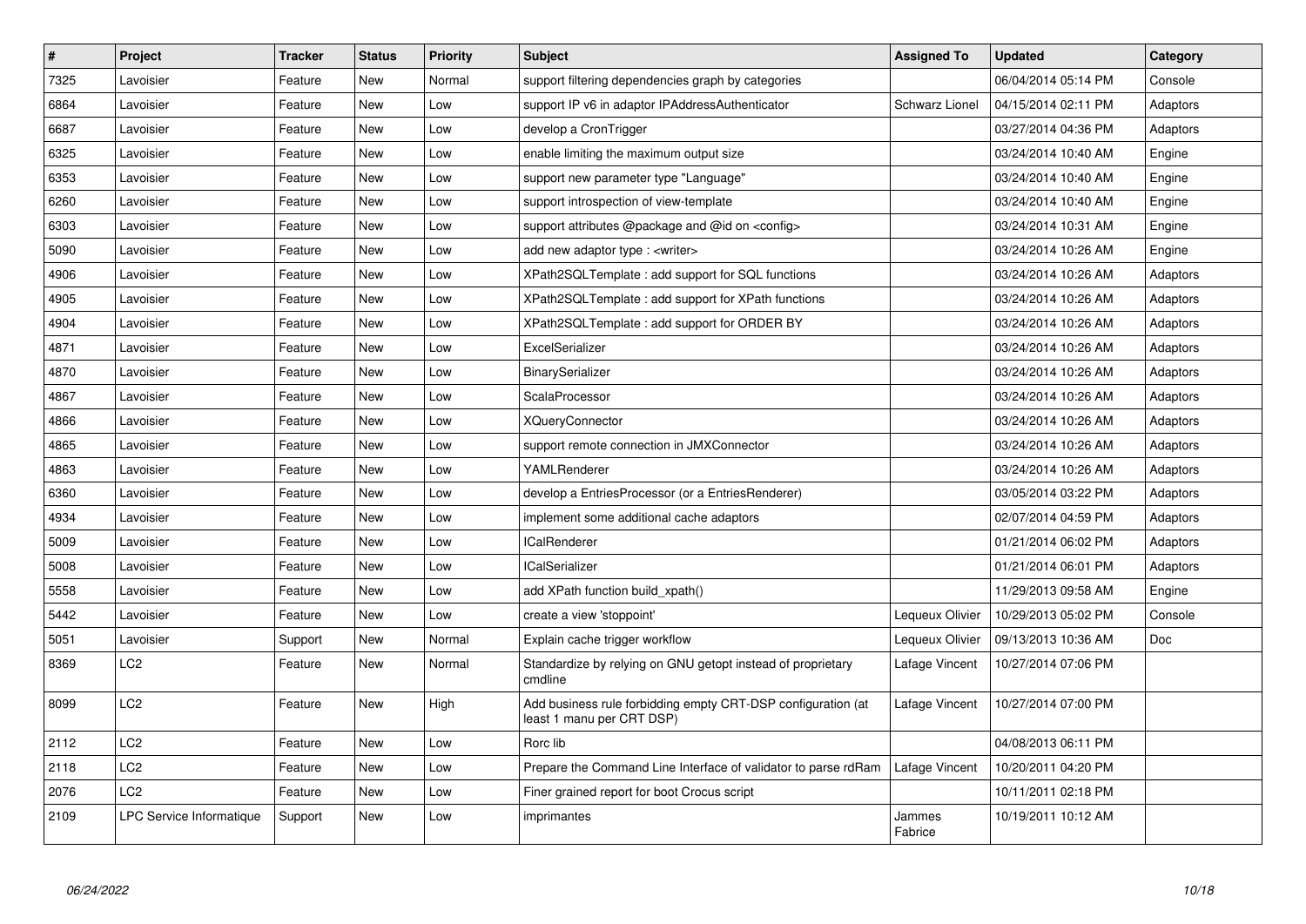| # | Project | Tracker | Status | Priority | Subject | Assigned To | Updated | Category |
|---|---|---|---|---|---|---|---|---|
| 7325 | Lavoisier | Feature | New | Normal | support filtering dependencies graph by categories | | 06/04/2014 05:14 PM | Console |
| 6864 | Lavoisier | Feature | New | Low | support IP v6 in adaptor IPAddressAuthenticator | Schwarz Lionel | 04/15/2014 02:11 PM | Adaptors |
| 6687 | Lavoisier | Feature | New | Low | develop a CronTrigger | | 03/27/2014 04:36 PM | Adaptors |
| 6325 | Lavoisier | Feature | New | Low | enable limiting the maximum output size | | 03/24/2014 10:40 AM | Engine |
| 6353 | Lavoisier | Feature | New | Low | support new parameter type "Language" | | 03/24/2014 10:40 AM | Engine |
| 6260 | Lavoisier | Feature | New | Low | support introspection of view-template | | 03/24/2014 10:40 AM | Engine |
| 6303 | Lavoisier | Feature | New | Low | support attributes @package and @id on <config> | | 03/24/2014 10:31 AM | Engine |
| 5090 | Lavoisier | Feature | New | Low | add new adaptor type : <writer> | | 03/24/2014 10:26 AM | Engine |
| 4906 | Lavoisier | Feature | New | Low | XPath2SQLTemplate : add support for SQL functions | | 03/24/2014 10:26 AM | Adaptors |
| 4905 | Lavoisier | Feature | New | Low | XPath2SQLTemplate : add support for XPath functions | | 03/24/2014 10:26 AM | Adaptors |
| 4904 | Lavoisier | Feature | New | Low | XPath2SQLTemplate : add support for ORDER BY | | 03/24/2014 10:26 AM | Adaptors |
| 4871 | Lavoisier | Feature | New | Low | ExcelSerializer | | 03/24/2014 10:26 AM | Adaptors |
| 4870 | Lavoisier | Feature | New | Low | BinarySerializer | | 03/24/2014 10:26 AM | Adaptors |
| 4867 | Lavoisier | Feature | New | Low | ScalaProcessor | | 03/24/2014 10:26 AM | Adaptors |
| 4866 | Lavoisier | Feature | New | Low | XQueryConnector | | 03/24/2014 10:26 AM | Adaptors |
| 4865 | Lavoisier | Feature | New | Low | support remote connection in JMXConnector | | 03/24/2014 10:26 AM | Adaptors |
| 4863 | Lavoisier | Feature | New | Low | YAMLRenderer | | 03/24/2014 10:26 AM | Adaptors |
| 6360 | Lavoisier | Feature | New | Low | develop a EntriesProcessor (or a EntriesRenderer) | | 03/05/2014 03:22 PM | Adaptors |
| 4934 | Lavoisier | Feature | New | Low | implement some additional cache adaptors | | 02/07/2014 04:59 PM | Adaptors |
| 5009 | Lavoisier | Feature | New | Low | ICalRenderer | | 01/21/2014 06:02 PM | Adaptors |
| 5008 | Lavoisier | Feature | New | Low | ICalSerializer | | 01/21/2014 06:01 PM | Adaptors |
| 5558 | Lavoisier | Feature | New | Low | add XPath function build_xpath() | | 11/29/2013 09:58 AM | Engine |
| 5442 | Lavoisier | Feature | New | Low | create a view 'stoppoint' | Lequeux Olivier | 10/29/2013 05:02 PM | Console |
| 5051 | Lavoisier | Support | New | Normal | Explain cache trigger workflow | Lequeux Olivier | 09/13/2013 10:36 AM | Doc |
| 8369 | LC2 | Feature | New | Normal | Standardize by relying on GNU getopt instead of proprietary cmdline | Lafage Vincent | 10/27/2014 07:06 PM | |
| 8099 | LC2 | Feature | New | High | Add business rule forbidding empty CRT-DSP configuration (at least 1 manu per CRT DSP) | Lafage Vincent | 10/27/2014 07:00 PM | |
| 2112 | LC2 | Feature | New | Low | Rorc lib | | 04/08/2013 06:11 PM | |
| 2118 | LC2 | Feature | New | Low | Prepare the Command Line Interface of validator to parse rdRam | Lafage Vincent | 10/20/2011 04:20 PM | |
| 2076 | LC2 | Feature | New | Low | Finer grained report for boot Crocus script | | 10/11/2011 02:18 PM | |
| 2109 | LPC Service Informatique | Support | New | Low | imprimantes | Jammes Fabrice | 10/19/2011 10:12 AM | |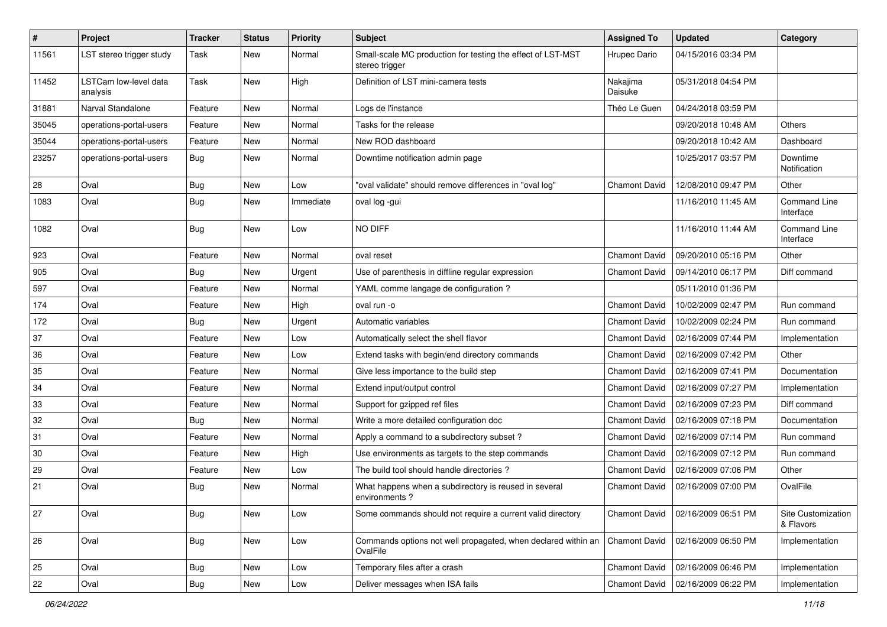| # | Project | Tracker | Status | Priority | Subject | Assigned To | Updated | Category |
|---|---|---|---|---|---|---|---|---|
| 11561 | LST stereo trigger study | Task | New | Normal | Small-scale MC production for testing the effect of LST-MST stereo trigger | Hrupec Dario | 04/15/2016 03:34 PM | |
| 11452 | LSTCam low-level data analysis | Task | New | High | Definition of LST mini-camera tests | Nakajima Daisuke | 05/31/2018 04:54 PM | |
| 31881 | Narval Standalone | Feature | New | Normal | Logs de l'instance | Théo Le Guen | 04/24/2018 03:59 PM | |
| 35045 | operations-portal-users | Feature | New | Normal | Tasks for the release | | 09/20/2018 10:48 AM | Others |
| 35044 | operations-portal-users | Feature | New | Normal | New ROD dashboard | | 09/20/2018 10:42 AM | Dashboard |
| 23257 | operations-portal-users | Bug | New | Normal | Downtime notification admin page | | 10/25/2017 03:57 PM | Downtime Notification |
| 28 | Oval | Bug | New | Low | "oval validate" should remove differences in "oval log" | Chamont David | 12/08/2010 09:47 PM | Other |
| 1083 | Oval | Bug | New | Immediate | oval log -gui | | 11/16/2010 11:45 AM | Command Line Interface |
| 1082 | Oval | Bug | New | Low | NO DIFF | | 11/16/2010 11:44 AM | Command Line Interface |
| 923 | Oval | Feature | New | Normal | oval reset | Chamont David | 09/20/2010 05:16 PM | Other |
| 905 | Oval | Bug | New | Urgent | Use of parenthesis in diffline regular expression | Chamont David | 09/14/2010 06:17 PM | Diff command |
| 597 | Oval | Feature | New | Normal | YAML comme langage de configuration ? | | 05/11/2010 01:36 PM | |
| 174 | Oval | Feature | New | High | oval run -o | Chamont David | 10/02/2009 02:47 PM | Run command |
| 172 | Oval | Bug | New | Urgent | Automatic variables | Chamont David | 10/02/2009 02:24 PM | Run command |
| 37 | Oval | Feature | New | Low | Automatically select the shell flavor | Chamont David | 02/16/2009 07:44 PM | Implementation |
| 36 | Oval | Feature | New | Low | Extend tasks with begin/end directory commands | Chamont David | 02/16/2009 07:42 PM | Other |
| 35 | Oval | Feature | New | Normal | Give less importance to the build step | Chamont David | 02/16/2009 07:41 PM | Documentation |
| 34 | Oval | Feature | New | Normal | Extend input/output control | Chamont David | 02/16/2009 07:27 PM | Implementation |
| 33 | Oval | Feature | New | Normal | Support for gzipped ref files | Chamont David | 02/16/2009 07:23 PM | Diff command |
| 32 | Oval | Bug | New | Normal | Write a more detailed configuration doc | Chamont David | 02/16/2009 07:18 PM | Documentation |
| 31 | Oval | Feature | New | Normal | Apply a command to a subdirectory subset ? | Chamont David | 02/16/2009 07:14 PM | Run command |
| 30 | Oval | Feature | New | High | Use environments as targets to the step commands | Chamont David | 02/16/2009 07:12 PM | Run command |
| 29 | Oval | Feature | New | Low | The build tool should handle directories ? | Chamont David | 02/16/2009 07:06 PM | Other |
| 21 | Oval | Bug | New | Normal | What happens when a subdirectory is reused in several environments ? | Chamont David | 02/16/2009 07:00 PM | OvalFile |
| 27 | Oval | Bug | New | Low | Some commands should not require a current valid directory | Chamont David | 02/16/2009 06:51 PM | Site Customization & Flavors |
| 26 | Oval | Bug | New | Low | Commands options not well propagated, when declared within an OvalFile | Chamont David | 02/16/2009 06:50 PM | Implementation |
| 25 | Oval | Bug | New | Low | Temporary files after a crash | Chamont David | 02/16/2009 06:46 PM | Implementation |
| 22 | Oval | Bug | New | Low | Deliver messages when ISA fails | Chamont David | 02/16/2009 06:22 PM | Implementation |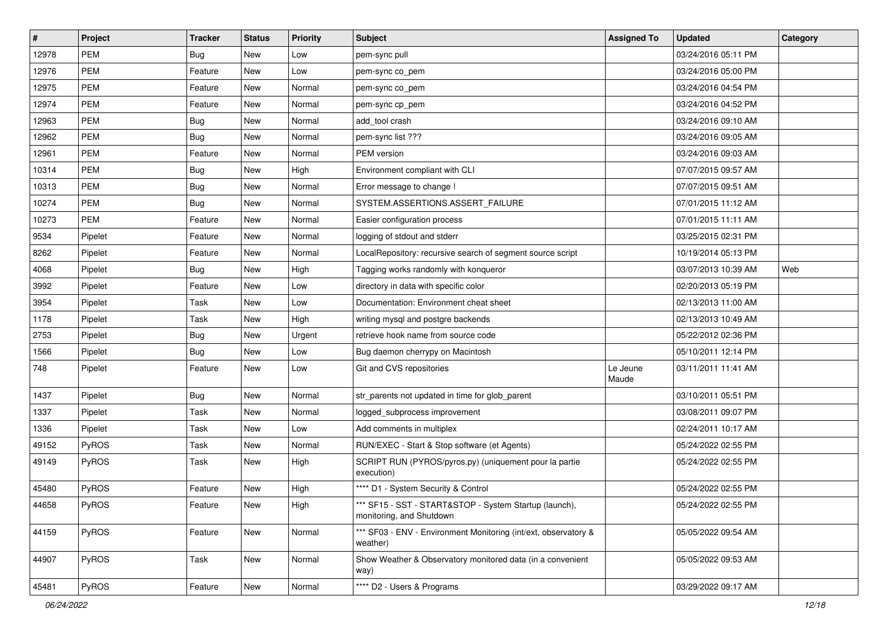| # | Project | Tracker | Status | Priority | Subject | Assigned To | Updated | Category |
|---|---|---|---|---|---|---|---|---|
| 12978 | PEM | Bug | New | Low | pem-sync pull | | 03/24/2016 05:11 PM | |
| 12976 | PEM | Feature | New | Low | pem-sync co_pem | | 03/24/2016 05:00 PM | |
| 12975 | PEM | Feature | New | Normal | pem-sync co_pem | | 03/24/2016 04:54 PM | |
| 12974 | PEM | Feature | New | Normal | pem-sync cp_pem | | 03/24/2016 04:52 PM | |
| 12963 | PEM | Bug | New | Normal | add_tool crash | | 03/24/2016 09:10 AM | |
| 12962 | PEM | Bug | New | Normal | pem-sync list ??? | | 03/24/2016 09:05 AM | |
| 12961 | PEM | Feature | New | Normal | PEM version | | 03/24/2016 09:03 AM | |
| 10314 | PEM | Bug | New | High | Environment compliant with CLI | | 07/07/2015 09:57 AM | |
| 10313 | PEM | Bug | New | Normal | Error message to change ! | | 07/07/2015 09:51 AM | |
| 10274 | PEM | Bug | New | Normal | SYSTEM.ASSERTIONS.ASSERT_FAILURE | | 07/01/2015 11:12 AM | |
| 10273 | PEM | Feature | New | Normal | Easier configuration process | | 07/01/2015 11:11 AM | |
| 9534 | Pipelet | Feature | New | Normal | logging of stdout and stderr | | 03/25/2015 02:31 PM | |
| 8262 | Pipelet | Feature | New | Normal | LocalRepository: recursive search of segment source script | | 10/19/2014 05:13 PM | |
| 4068 | Pipelet | Bug | New | High | Tagging works randomly with konqueror | | 03/07/2013 10:39 AM | Web |
| 3992 | Pipelet | Feature | New | Low | directory in data with specific color | | 02/20/2013 05:19 PM | |
| 3954 | Pipelet | Task | New | Low | Documentation: Environment cheat sheet | | 02/13/2013 11:00 AM | |
| 1178 | Pipelet | Task | New | High | writing mysql and postgre backends | | 02/13/2013 10:49 AM | |
| 2753 | Pipelet | Bug | New | Urgent | retrieve hook name from source code | | 05/22/2012 02:36 PM | |
| 1566 | Pipelet | Bug | New | Low | Bug daemon cherrypy on Macintosh | | 05/10/2011 12:14 PM | |
| 748 | Pipelet | Feature | New | Low | Git and CVS repositories | Le Jeune Maude | 03/11/2011 11:41 AM | |
| 1437 | Pipelet | Bug | New | Normal | str_parents not updated in time for glob_parent | | 03/10/2011 05:51 PM | |
| 1337 | Pipelet | Task | New | Normal | logged_subprocess improvement | | 03/08/2011 09:07 PM | |
| 1336 | Pipelet | Task | New | Low | Add comments in multiplex | | 02/24/2011 10:17 AM | |
| 49152 | PyROS | Task | New | Normal | RUN/EXEC - Start & Stop software (et Agents) | | 05/24/2022 02:55 PM | |
| 49149 | PyROS | Task | New | High | SCRIPT RUN (PYROS/pyros.py) (uniquement pour la partie execution) | | 05/24/2022 02:55 PM | |
| 45480 | PyROS | Feature | New | High | **** D1 - System Security & Control | | 05/24/2022 02:55 PM | |
| 44658 | PyROS | Feature | New | High | *** SF15 - SST - START&STOP - System Startup (launch), monitoring, and Shutdown | | 05/24/2022 02:55 PM | |
| 44159 | PyROS | Feature | New | Normal | *** SF03 - ENV - Environment Monitoring (int/ext, observatory & weather) | | 05/05/2022 09:54 AM | |
| 44907 | PyROS | Task | New | Normal | Show Weather & Observatory monitored data (in a convenient way) | | 05/05/2022 09:53 AM | |
| 45481 | PyROS | Feature | New | Normal | **** D2 - Users & Programs | | 03/29/2022 09:17 AM | |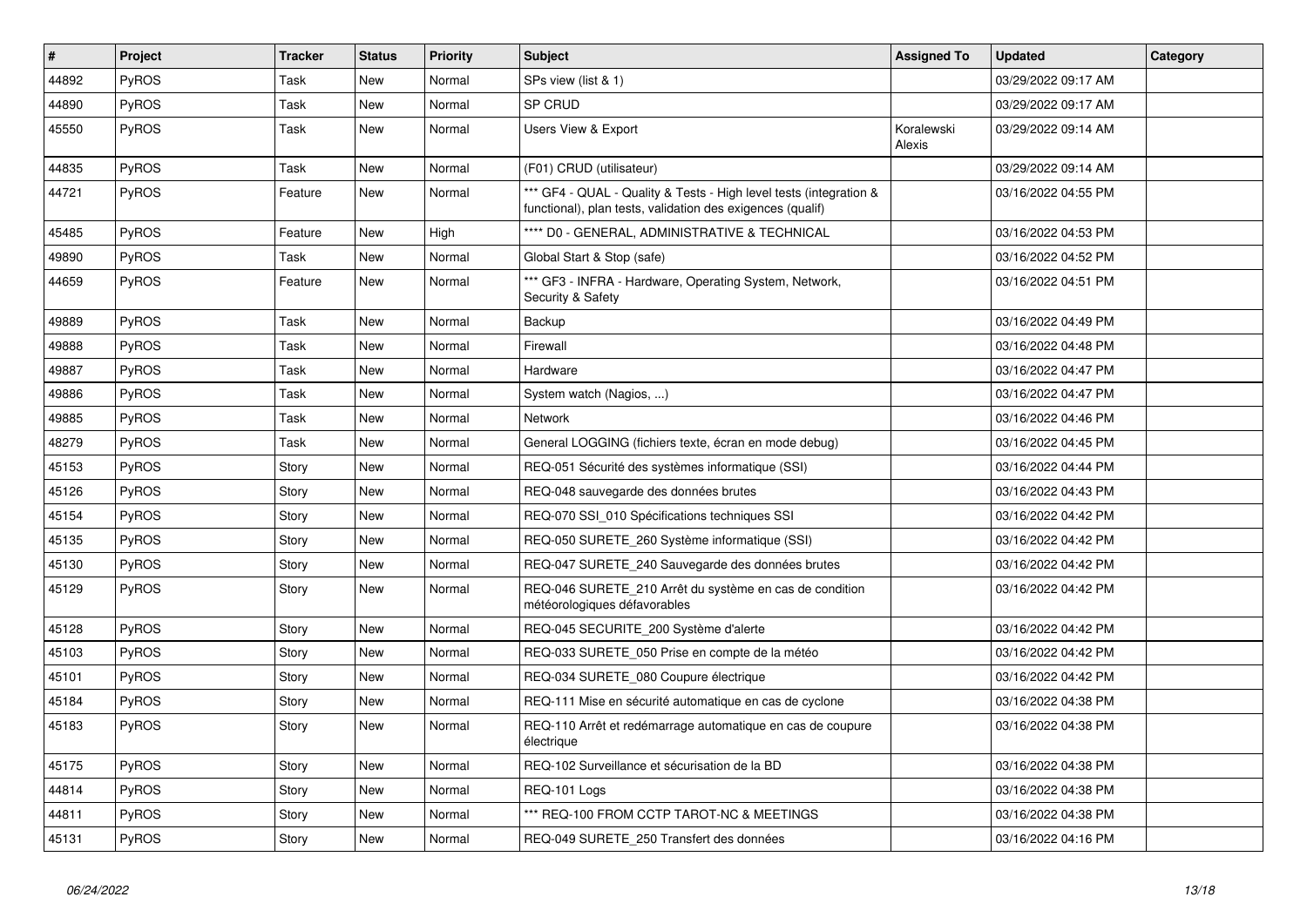| # | Project | Tracker | Status | Priority | Subject | Assigned To | Updated | Category |
|---|---|---|---|---|---|---|---|---|
| 44892 | PyROS | Task | New | Normal | SPs view (list & 1) | | 03/29/2022 09:17 AM | |
| 44890 | PyROS | Task | New | Normal | SP CRUD | | 03/29/2022 09:17 AM | |
| 45550 | PyROS | Task | New | Normal | Users View & Export | Koralewski Alexis | 03/29/2022 09:14 AM | |
| 44835 | PyROS | Task | New | Normal | (F01) CRUD (utilisateur) | | 03/29/2022 09:14 AM | |
| 44721 | PyROS | Feature | New | Normal | *** GF4 - QUAL - Quality & Tests - High level tests (integration & functional), plan tests, validation des exigences (qualif) | | 03/16/2022 04:55 PM | |
| 45485 | PyROS | Feature | New | High | **** D0 - GENERAL, ADMINISTRATIVE & TECHNICAL | | 03/16/2022 04:53 PM | |
| 49890 | PyROS | Task | New | Normal | Global Start & Stop (safe) | | 03/16/2022 04:52 PM | |
| 44659 | PyROS | Feature | New | Normal | *** GF3 - INFRA - Hardware, Operating System, Network, Security & Safety | | 03/16/2022 04:51 PM | |
| 49889 | PyROS | Task | New | Normal | Backup | | 03/16/2022 04:49 PM | |
| 49888 | PyROS | Task | New | Normal | Firewall | | 03/16/2022 04:48 PM | |
| 49887 | PyROS | Task | New | Normal | Hardware | | 03/16/2022 04:47 PM | |
| 49886 | PyROS | Task | New | Normal | System watch (Nagios, ...) | | 03/16/2022 04:47 PM | |
| 49885 | PyROS | Task | New | Normal | Network | | 03/16/2022 04:46 PM | |
| 48279 | PyROS | Task | New | Normal | General LOGGING (fichiers texte, écran en mode debug) | | 03/16/2022 04:45 PM | |
| 45153 | PyROS | Story | New | Normal | REQ-051 Sécurité des systèmes informatique (SSI) | | 03/16/2022 04:44 PM | |
| 45126 | PyROS | Story | New | Normal | REQ-048 sauvegarde des données brutes | | 03/16/2022 04:43 PM | |
| 45154 | PyROS | Story | New | Normal | REQ-070 SSI_010 Spécifications techniques SSI | | 03/16/2022 04:42 PM | |
| 45135 | PyROS | Story | New | Normal | REQ-050 SURETE_260 Système informatique (SSI) | | 03/16/2022 04:42 PM | |
| 45130 | PyROS | Story | New | Normal | REQ-047 SURETE_240 Sauvegarde des données brutes | | 03/16/2022 04:42 PM | |
| 45129 | PyROS | Story | New | Normal | REQ-046 SURETE_210 Arrêt du système en cas de condition météorologiques défavorables | | 03/16/2022 04:42 PM | |
| 45128 | PyROS | Story | New | Normal | REQ-045 SECURITE_200 Système d'alerte | | 03/16/2022 04:42 PM | |
| 45103 | PyROS | Story | New | Normal | REQ-033 SURETE_050 Prise en compte de la météo | | 03/16/2022 04:42 PM | |
| 45101 | PyROS | Story | New | Normal | REQ-034 SURETE_080 Coupure électrique | | 03/16/2022 04:42 PM | |
| 45184 | PyROS | Story | New | Normal | REQ-111 Mise en sécurité automatique en cas de cyclone | | 03/16/2022 04:38 PM | |
| 45183 | PyROS | Story | New | Normal | REQ-110 Arrêt et redémarrage automatique en cas de coupure électrique | | 03/16/2022 04:38 PM | |
| 45175 | PyROS | Story | New | Normal | REQ-102 Surveillance et sécurisation de la BD | | 03/16/2022 04:38 PM | |
| 44814 | PyROS | Story | New | Normal | REQ-101 Logs | | 03/16/2022 04:38 PM | |
| 44811 | PyROS | Story | New | Normal | *** REQ-100 FROM CCTP TAROT-NC & MEETINGS | | 03/16/2022 04:38 PM | |
| 45131 | PyROS | Story | New | Normal | REQ-049 SURETE_250 Transfert des données | | 03/16/2022 04:16 PM | |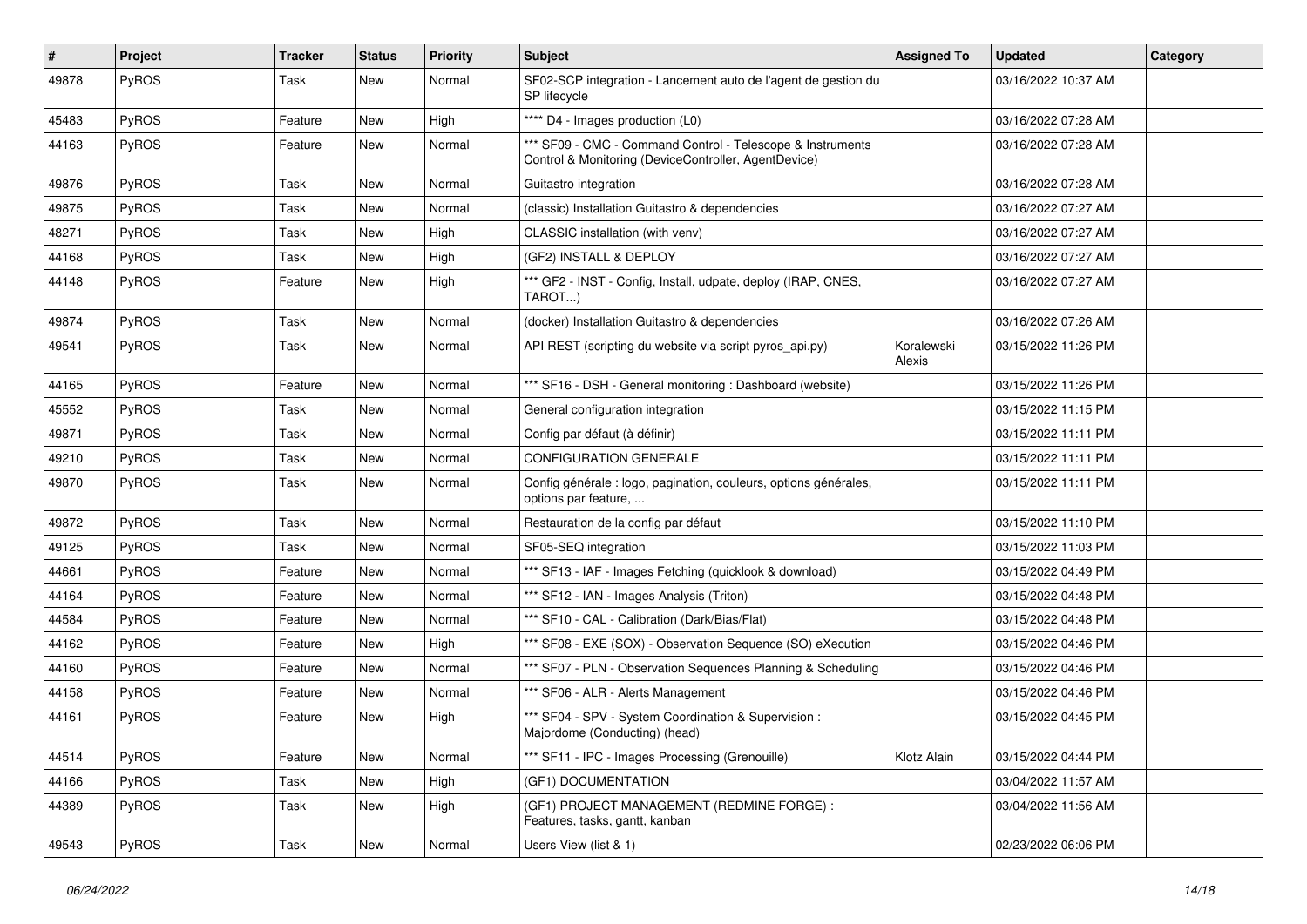| # | Project | Tracker | Status | Priority | Subject | Assigned To | Updated | Category |
|---|---|---|---|---|---|---|---|---|
| 49878 | PyROS | Task | New | Normal | SF02-SCP integration - Lancement auto de l'agent de gestion du SP lifecycle | | 03/16/2022 10:37 AM | |
| 45483 | PyROS | Feature | New | High | **** D4 - Images production (L0) | | 03/16/2022 07:28 AM | |
| 44163 | PyROS | Feature | New | Normal | *** SF09 - CMC - Command Control - Telescope & Instruments Control & Monitoring (DeviceController, AgentDevice) | | 03/16/2022 07:28 AM | |
| 49876 | PyROS | Task | New | Normal | Guitastro integration | | 03/16/2022 07:28 AM | |
| 49875 | PyROS | Task | New | Normal | (classic) Installation Guitastro & dependencies | | 03/16/2022 07:27 AM | |
| 48271 | PyROS | Task | New | High | CLASSIC installation (with venv) | | 03/16/2022 07:27 AM | |
| 44168 | PyROS | Task | New | High | (GF2) INSTALL & DEPLOY | | 03/16/2022 07:27 AM | |
| 44148 | PyROS | Feature | New | High | *** GF2 - INST - Config, Install, udpate, deploy (IRAP, CNES, TAROT...) | | 03/16/2022 07:27 AM | |
| 49874 | PyROS | Task | New | Normal | (docker) Installation Guitastro & dependencies | | 03/16/2022 07:26 AM | |
| 49541 | PyROS | Task | New | Normal | API REST (scripting du website via script pyros_api.py) | Koralewski Alexis | 03/15/2022 11:26 PM | |
| 44165 | PyROS | Feature | New | Normal | *** SF16 - DSH - General monitoring : Dashboard (website) | | 03/15/2022 11:26 PM | |
| 45552 | PyROS | Task | New | Normal | General configuration integration | | 03/15/2022 11:15 PM | |
| 49871 | PyROS | Task | New | Normal | Config par défaut (à définir) | | 03/15/2022 11:11 PM | |
| 49210 | PyROS | Task | New | Normal | CONFIGURATION GENERALE | | 03/15/2022 11:11 PM | |
| 49870 | PyROS | Task | New | Normal | Config générale : logo, pagination, couleurs, options générales, options par feature, ... | | 03/15/2022 11:11 PM | |
| 49872 | PyROS | Task | New | Normal | Restauration de la config par défaut | | 03/15/2022 11:10 PM | |
| 49125 | PyROS | Task | New | Normal | SF05-SEQ integration | | 03/15/2022 11:03 PM | |
| 44661 | PyROS | Feature | New | Normal | *** SF13 - IAF - Images Fetching (quicklook & download) | | 03/15/2022 04:49 PM | |
| 44164 | PyROS | Feature | New | Normal | *** SF12 - IAN - Images Analysis (Triton) | | 03/15/2022 04:48 PM | |
| 44584 | PyROS | Feature | New | Normal | *** SF10 - CAL - Calibration (Dark/Bias/Flat) | | 03/15/2022 04:48 PM | |
| 44162 | PyROS | Feature | New | High | *** SF08 - EXE (SOX) - Observation Sequence (SO) eXecution | | 03/15/2022 04:46 PM | |
| 44160 | PyROS | Feature | New | Normal | *** SF07 - PLN - Observation Sequences Planning & Scheduling | | 03/15/2022 04:46 PM | |
| 44158 | PyROS | Feature | New | Normal | *** SF06 - ALR - Alerts Management | | 03/15/2022 04:46 PM | |
| 44161 | PyROS | Feature | New | High | *** SF04 - SPV - System Coordination & Supervision : Majordome (Conducting) (head) | | 03/15/2022 04:45 PM | |
| 44514 | PyROS | Feature | New | Normal | *** SF11 - IPC - Images Processing (Grenouille) | Klotz Alain | 03/15/2022 04:44 PM | |
| 44166 | PyROS | Task | New | High | (GF1) DOCUMENTATION | | 03/04/2022 11:57 AM | |
| 44389 | PyROS | Task | New | High | (GF1) PROJECT MANAGEMENT (REDMINE FORGE) : Features, tasks, gantt, kanban | | 03/04/2022 11:56 AM | |
| 49543 | PyROS | Task | New | Normal | Users View (list & 1) | | 02/23/2022 06:06 PM | |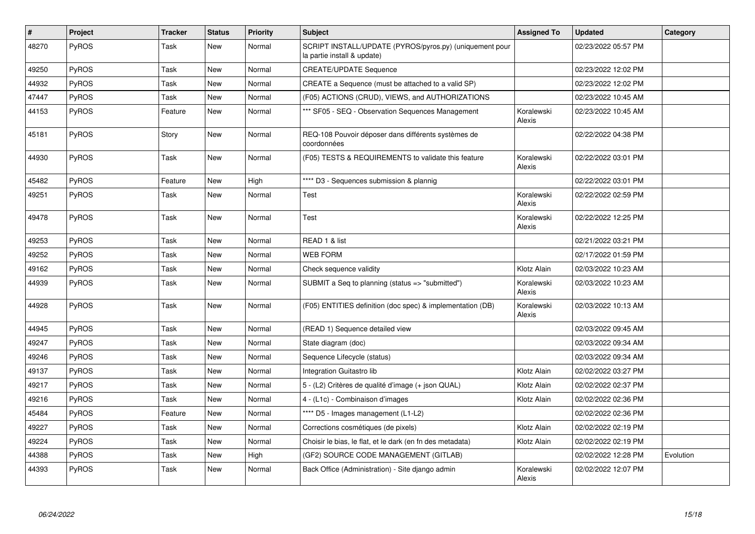| # | Project | Tracker | Status | Priority | Subject | Assigned To | Updated | Category |
|---|---|---|---|---|---|---|---|---|
| 48270 | PyROS | Task | New | Normal | SCRIPT INSTALL/UPDATE (PYROS/pyros.py) (uniquement pour la partie install & update) | | 02/23/2022 05:57 PM | |
| 49250 | PyROS | Task | New | Normal | CREATE/UPDATE Sequence | | 02/23/2022 12:02 PM | |
| 44932 | PyROS | Task | New | Normal | CREATE a Sequence (must be attached to a valid SP) | | 02/23/2022 12:02 PM | |
| 47447 | PyROS | Task | New | Normal | (F05) ACTIONS (CRUD), VIEWS, and AUTHORIZATIONS | | 02/23/2022 10:45 AM | |
| 44153 | PyROS | Feature | New | Normal | *** SF05 - SEQ - Observation Sequences Management | Koralewski Alexis | 02/23/2022 10:45 AM | |
| 45181 | PyROS | Story | New | Normal | REQ-108 Pouvoir déposer dans différents systèmes de coordonnées | | 02/22/2022 04:38 PM | |
| 44930 | PyROS | Task | New | Normal | (F05) TESTS & REQUIREMENTS to validate this feature | Koralewski Alexis | 02/22/2022 03:01 PM | |
| 45482 | PyROS | Feature | New | High | **** D3 - Sequences submission & plannig | | 02/22/2022 03:01 PM | |
| 49251 | PyROS | Task | New | Normal | Test | Koralewski Alexis | 02/22/2022 02:59 PM | |
| 49478 | PyROS | Task | New | Normal | Test | Koralewski Alexis | 02/22/2022 12:25 PM | |
| 49253 | PyROS | Task | New | Normal | READ 1 & list | | 02/21/2022 03:21 PM | |
| 49252 | PyROS | Task | New | Normal | WEB FORM | | 02/17/2022 01:59 PM | |
| 49162 | PyROS | Task | New | Normal | Check sequence validity | Klotz Alain | 02/03/2022 10:23 AM | |
| 44939 | PyROS | Task | New | Normal | SUBMIT a Seq to planning (status => "submitted") | Koralewski Alexis | 02/03/2022 10:23 AM | |
| 44928 | PyROS | Task | New | Normal | (F05) ENTITIES definition (doc spec) & implementation (DB) | Koralewski Alexis | 02/03/2022 10:13 AM | |
| 44945 | PyROS | Task | New | Normal | (READ 1) Sequence detailed view | | 02/03/2022 09:45 AM | |
| 49247 | PyROS | Task | New | Normal | State diagram (doc) | | 02/03/2022 09:34 AM | |
| 49246 | PyROS | Task | New | Normal | Sequence Lifecycle (status) | | 02/03/2022 09:34 AM | |
| 49137 | PyROS | Task | New | Normal | Integration Guitastro lib | Klotz Alain | 02/02/2022 03:27 PM | |
| 49217 | PyROS | Task | New | Normal | 5 - (L2) Critères de qualité d'image (+ json QUAL) | Klotz Alain | 02/02/2022 02:37 PM | |
| 49216 | PyROS | Task | New | Normal | 4 - (L1c) - Combinaison d'images | Klotz Alain | 02/02/2022 02:36 PM | |
| 45484 | PyROS | Feature | New | Normal | **** D5 - Images management (L1-L2) | | 02/02/2022 02:36 PM | |
| 49227 | PyROS | Task | New | Normal | Corrections cosmétiques (de pixels) | Klotz Alain | 02/02/2022 02:19 PM | |
| 49224 | PyROS | Task | New | Normal | Choisir le bias, le flat, et le dark (en fn des metadata) | Klotz Alain | 02/02/2022 02:19 PM | |
| 44388 | PyROS | Task | New | High | (GF2) SOURCE CODE MANAGEMENT (GITLAB) | | 02/02/2022 12:28 PM | Evolution |
| 44393 | PyROS | Task | New | Normal | Back Office (Administration) - Site django admin | Koralewski Alexis | 02/02/2022 12:07 PM | |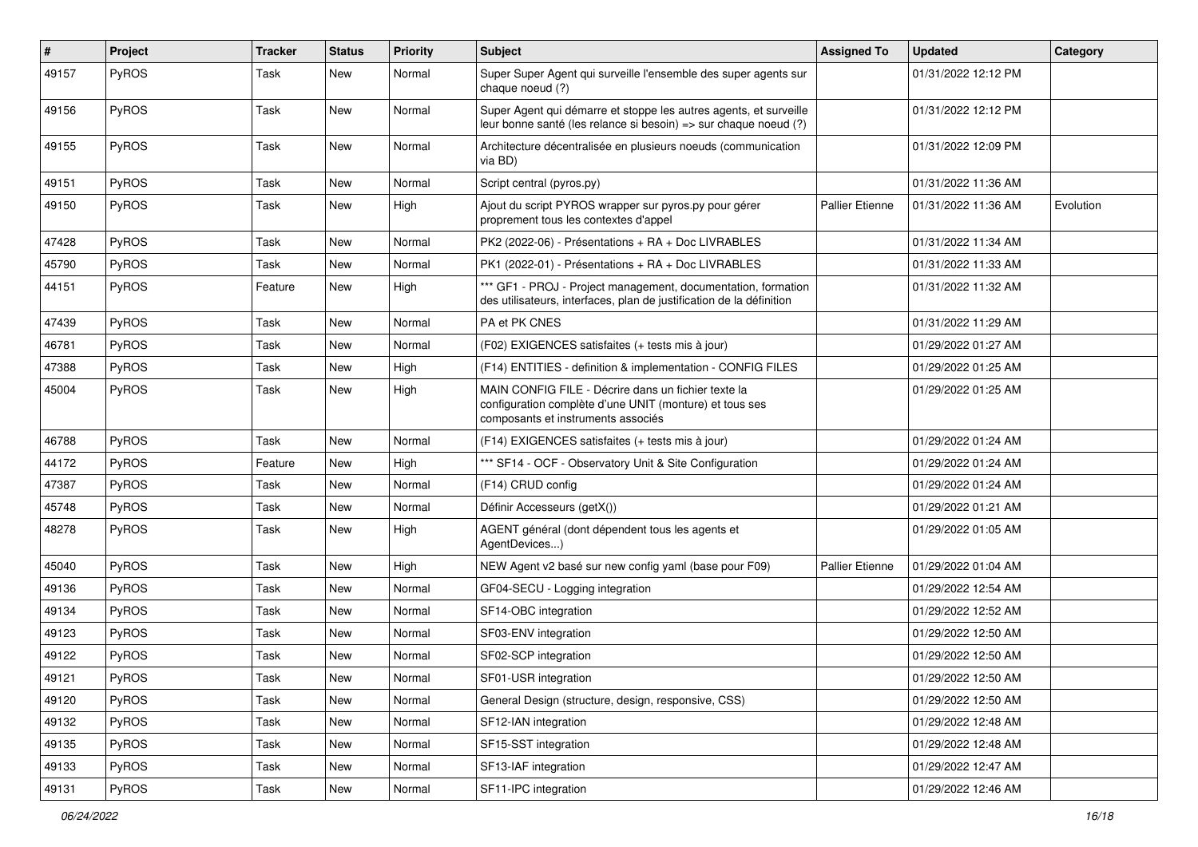| # | Project | Tracker | Status | Priority | Subject | Assigned To | Updated | Category |
|---|---|---|---|---|---|---|---|---|
| 49157 | PyROS | Task | New | Normal | Super Super Agent qui surveille l'ensemble des super agents sur chaque noeud (?) | | 01/31/2022 12:12 PM | |
| 49156 | PyROS | Task | New | Normal | Super Agent qui démarre et stoppe les autres agents, et surveille leur bonne santé (les relance si besoin) => sur chaque noeud (?) | | 01/31/2022 12:12 PM | |
| 49155 | PyROS | Task | New | Normal | Architecture décentralisée en plusieurs noeuds (communication via BD) | | 01/31/2022 12:09 PM | |
| 49151 | PyROS | Task | New | Normal | Script central (pyros.py) | | 01/31/2022 11:36 AM | |
| 49150 | PyROS | Task | New | High | Ajout du script PYROS wrapper sur pyros.py pour gérer proprement tous les contextes d'appel | Pallier Etienne | 01/31/2022 11:36 AM | Evolution |
| 47428 | PyROS | Task | New | Normal | PK2 (2022-06) - Présentations + RA + Doc LIVRABLES | | 01/31/2022 11:34 AM | |
| 45790 | PyROS | Task | New | Normal | PK1 (2022-01) - Présentations + RA + Doc LIVRABLES | | 01/31/2022 11:33 AM | |
| 44151 | PyROS | Feature | New | High | *** GF1 - PROJ - Project management, documentation, formation des utilisateurs, interfaces, plan de justification de la définition | | 01/31/2022 11:32 AM | |
| 47439 | PyROS | Task | New | Normal | PA et PK CNES | | 01/31/2022 11:29 AM | |
| 46781 | PyROS | Task | New | Normal | (F02) EXIGENCES satisfaites (+ tests mis à jour) | | 01/29/2022 01:27 AM | |
| 47388 | PyROS | Task | New | High | (F14) ENTITIES - definition & implementation - CONFIG FILES | | 01/29/2022 01:25 AM | |
| 45004 | PyROS | Task | New | High | MAIN CONFIG FILE - Décrire dans un fichier texte la configuration complète d'une UNIT (monture) et tous ses composants et instruments associés | | 01/29/2022 01:25 AM | |
| 46788 | PyROS | Task | New | Normal | (F14) EXIGENCES satisfaites (+ tests mis à jour) | | 01/29/2022 01:24 AM | |
| 44172 | PyROS | Feature | New | High | *** SF14 - OCF - Observatory Unit & Site Configuration | | 01/29/2022 01:24 AM | |
| 47387 | PyROS | Task | New | Normal | (F14) CRUD config | | 01/29/2022 01:24 AM | |
| 45748 | PyROS | Task | New | Normal | Définir Accesseurs (getX()) | | 01/29/2022 01:21 AM | |
| 48278 | PyROS | Task | New | High | AGENT général (dont dépendent tous les agents et AgentDevices...) | | 01/29/2022 01:05 AM | |
| 45040 | PyROS | Task | New | High | NEW Agent v2 basé sur new config yaml (base pour F09) | Pallier Etienne | 01/29/2022 01:04 AM | |
| 49136 | PyROS | Task | New | Normal | GF04-SECU - Logging integration | | 01/29/2022 12:54 AM | |
| 49134 | PyROS | Task | New | Normal | SF14-OBC integration | | 01/29/2022 12:52 AM | |
| 49123 | PyROS | Task | New | Normal | SF03-ENV integration | | 01/29/2022 12:50 AM | |
| 49122 | PyROS | Task | New | Normal | SF02-SCP integration | | 01/29/2022 12:50 AM | |
| 49121 | PyROS | Task | New | Normal | SF01-USR integration | | 01/29/2022 12:50 AM | |
| 49120 | PyROS | Task | New | Normal | General Design (structure, design, responsive, CSS) | | 01/29/2022 12:50 AM | |
| 49132 | PyROS | Task | New | Normal | SF12-IAN integration | | 01/29/2022 12:48 AM | |
| 49135 | PyROS | Task | New | Normal | SF15-SST integration | | 01/29/2022 12:48 AM | |
| 49133 | PyROS | Task | New | Normal | SF13-IAF integration | | 01/29/2022 12:47 AM | |
| 49131 | PyROS | Task | New | Normal | SF11-IPC integration | | 01/29/2022 12:46 AM | |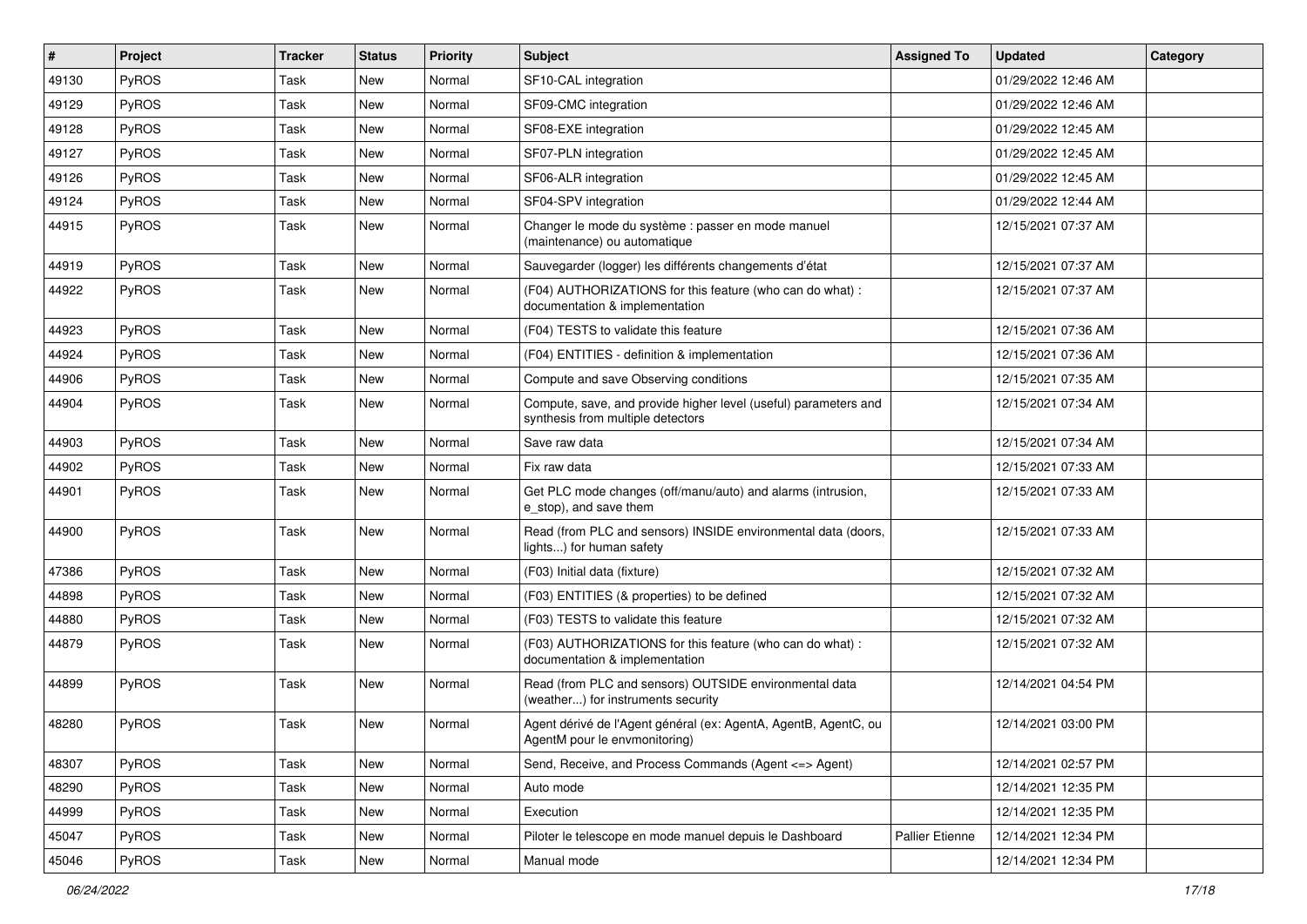| # | Project | Tracker | Status | Priority | Subject | Assigned To | Updated | Category |
| --- | --- | --- | --- | --- | --- | --- | --- | --- |
| 49130 | PyROS | Task | New | Normal | SF10-CAL integration | | 01/29/2022 12:46 AM | |
| 49129 | PyROS | Task | New | Normal | SF09-CMC integration | | 01/29/2022 12:46 AM | |
| 49128 | PyROS | Task | New | Normal | SF08-EXE integration | | 01/29/2022 12:45 AM | |
| 49127 | PyROS | Task | New | Normal | SF07-PLN integration | | 01/29/2022 12:45 AM | |
| 49126 | PyROS | Task | New | Normal | SF06-ALR integration | | 01/29/2022 12:45 AM | |
| 49124 | PyROS | Task | New | Normal | SF04-SPV integration | | 01/29/2022 12:44 AM | |
| 44915 | PyROS | Task | New | Normal | Changer le mode du système : passer en mode manuel (maintenance) ou automatique | | 12/15/2021 07:37 AM | |
| 44919 | PyROS | Task | New | Normal | Sauvegarder (logger) les différents changements d'état | | 12/15/2021 07:37 AM | |
| 44922 | PyROS | Task | New | Normal | (F04) AUTHORIZATIONS for this feature (who can do what) : documentation & implementation | | 12/15/2021 07:37 AM | |
| 44923 | PyROS | Task | New | Normal | (F04) TESTS to validate this feature | | 12/15/2021 07:36 AM | |
| 44924 | PyROS | Task | New | Normal | (F04) ENTITIES - definition & implementation | | 12/15/2021 07:36 AM | |
| 44906 | PyROS | Task | New | Normal | Compute and save Observing conditions | | 12/15/2021 07:35 AM | |
| 44904 | PyROS | Task | New | Normal | Compute, save, and provide higher level (useful) parameters and synthesis from multiple detectors | | 12/15/2021 07:34 AM | |
| 44903 | PyROS | Task | New | Normal | Save raw data | | 12/15/2021 07:34 AM | |
| 44902 | PyROS | Task | New | Normal | Fix raw data | | 12/15/2021 07:33 AM | |
| 44901 | PyROS | Task | New | Normal | Get PLC mode changes (off/manu/auto) and alarms (intrusion, e_stop), and save them | | 12/15/2021 07:33 AM | |
| 44900 | PyROS | Task | New | Normal | Read (from PLC and sensors) INSIDE environmental data (doors, lights...) for human safety | | 12/15/2021 07:33 AM | |
| 47386 | PyROS | Task | New | Normal | (F03) Initial data (fixture) | | 12/15/2021 07:32 AM | |
| 44898 | PyROS | Task | New | Normal | (F03) ENTITIES (& properties) to be defined | | 12/15/2021 07:32 AM | |
| 44880 | PyROS | Task | New | Normal | (F03) TESTS to validate this feature | | 12/15/2021 07:32 AM | |
| 44879 | PyROS | Task | New | Normal | (F03) AUTHORIZATIONS for this feature (who can do what) : documentation & implementation | | 12/15/2021 07:32 AM | |
| 44899 | PyROS | Task | New | Normal | Read (from PLC and sensors) OUTSIDE environmental data (weather...) for instruments security | | 12/14/2021 04:54 PM | |
| 48280 | PyROS | Task | New | Normal | Agent dérivé de l'Agent général (ex: AgentA, AgentB, AgentC, ou AgentM pour le envmonitoring) | | 12/14/2021 03:00 PM | |
| 48307 | PyROS | Task | New | Normal | Send, Receive, and Process Commands (Agent <=> Agent) | | 12/14/2021 02:57 PM | |
| 48290 | PyROS | Task | New | Normal | Auto mode | | 12/14/2021 12:35 PM | |
| 44999 | PyROS | Task | New | Normal | Execution | | 12/14/2021 12:35 PM | |
| 45047 | PyROS | Task | New | Normal | Piloter le telescope en mode manuel depuis le Dashboard | Pallier Etienne | 12/14/2021 12:34 PM | |
| 45046 | PyROS | Task | New | Normal | Manual mode | | 12/14/2021 12:34 PM | |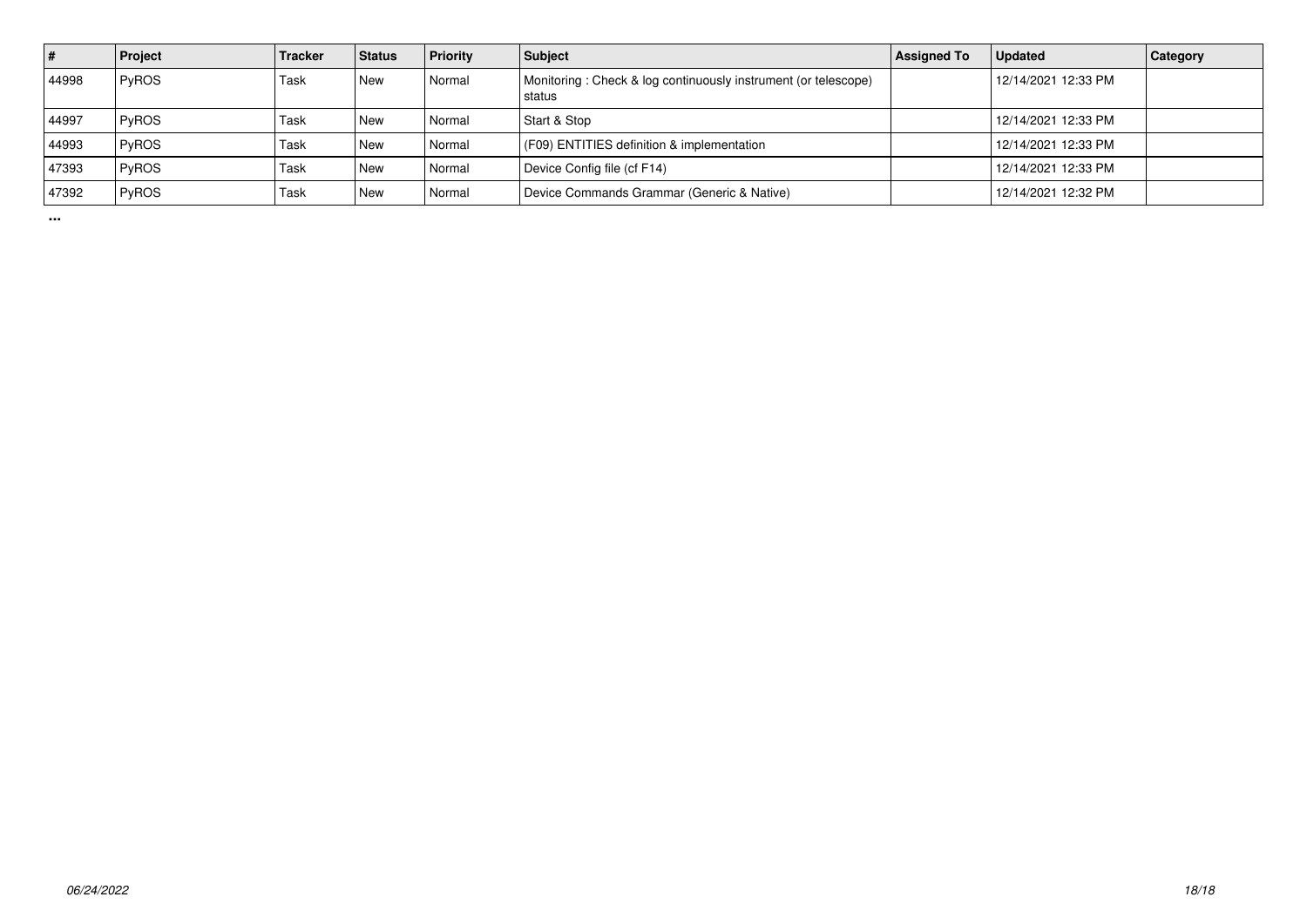| # | Project | Tracker | Status | Priority | Subject | Assigned To | Updated | Category |
|---|---|---|---|---|---|---|---|---|
| 44998 | PyROS | Task | New | Normal | Monitoring : Check & log continuously instrument (or telescope) status | | 12/14/2021 12:33 PM | |
| 44997 | PyROS | Task | New | Normal | Start & Stop | | 12/14/2021 12:33 PM | |
| 44993 | PyROS | Task | New | Normal | (F09) ENTITIES definition & implementation | | 12/14/2021 12:33 PM | |
| 47393 | PyROS | Task | New | Normal | Device Config file (cf F14) | | 12/14/2021 12:33 PM | |
| 47392 | PyROS | Task | New | Normal | Device Commands Grammar (Generic & Native) | | 12/14/2021 12:32 PM | |

...